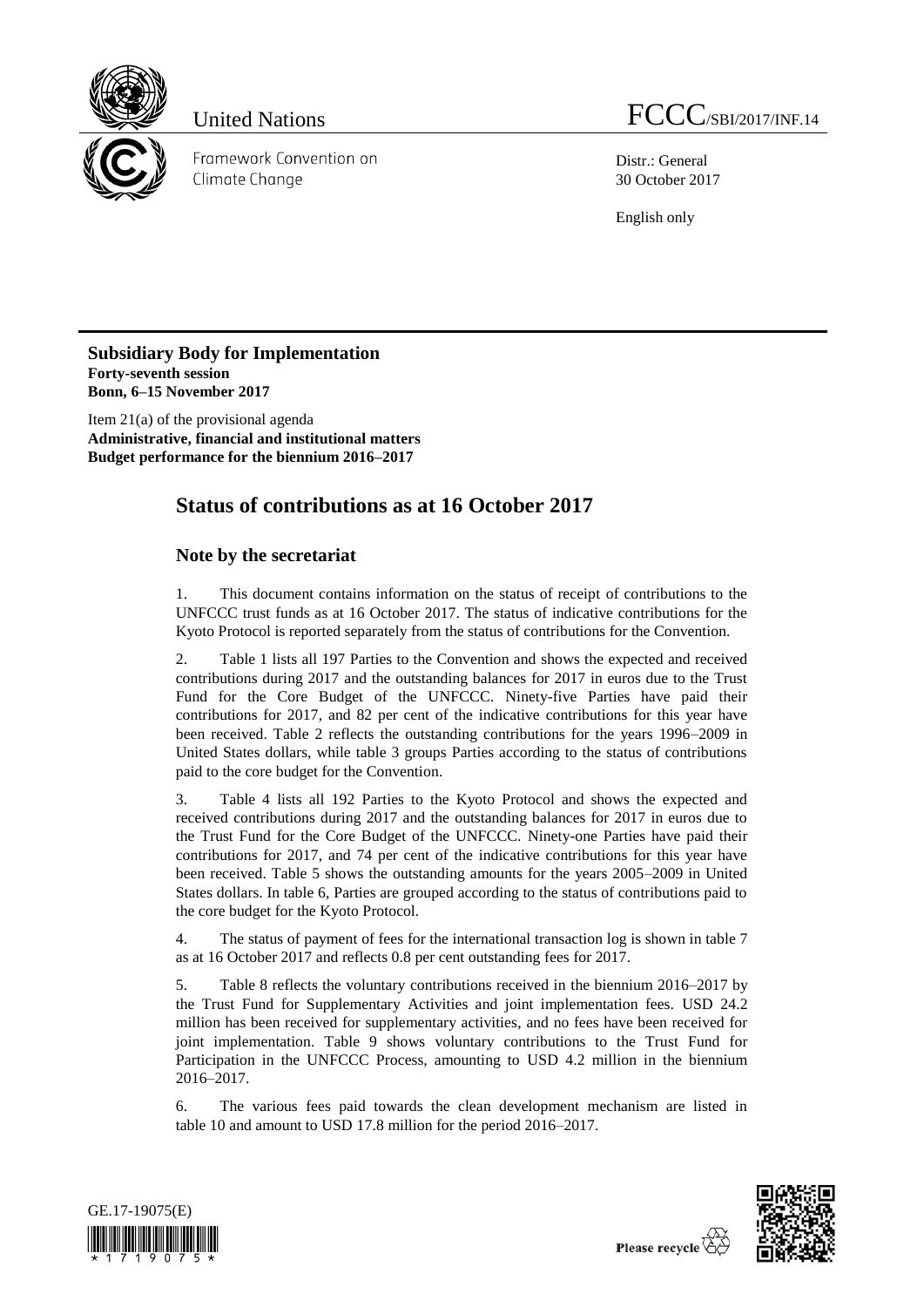United Nations

FCCC/SBI/2017/INF.14

Framework Convention on Climate Change

Distr.: General
30 October 2017

English only

**Subsidiary Body for Implementation**
**Forty-seventh session**
**Bonn, 6–15 November 2017**

Item 21(a) of the provisional agenda
**Administrative, financial and institutional matters**
**Budget performance for the biennium 2016–2017**

# Status of contributions as at 16 October 2017

## Note by the secretariat

1. This document contains information on the status of receipt of contributions to the UNFCCC trust funds as at 16 October 2017. The status of indicative contributions for the Kyoto Protocol is reported separately from the status of contributions for the Convention.

2. Table 1 lists all 197 Parties to the Convention and shows the expected and received contributions during 2017 and the outstanding balances for 2017 in euros due to the Trust Fund for the Core Budget of the UNFCCC. Ninety-five Parties have paid their contributions for 2017, and 82 per cent of the indicative contributions for this year have been received. Table 2 reflects the outstanding contributions for the years 1996–2009 in United States dollars, while table 3 groups Parties according to the status of contributions paid to the core budget for the Convention.

3. Table 4 lists all 192 Parties to the Kyoto Protocol and shows the expected and received contributions during 2017 and the outstanding balances for 2017 in euros due to the Trust Fund for the Core Budget of the UNFCCC. Ninety-one Parties have paid their contributions for 2017, and 74 per cent of the indicative contributions for this year have been received. Table 5 shows the outstanding amounts for the years 2005–2009 in United States dollars. In table 6, Parties are grouped according to the status of contributions paid to the core budget for the Kyoto Protocol.

4. The status of payment of fees for the international transaction log is shown in table 7 as at 16 October 2017 and reflects 0.8 per cent outstanding fees for 2017.

5. Table 8 reflects the voluntary contributions received in the biennium 2016–2017 by the Trust Fund for Supplementary Activities and joint implementation fees. USD 24.2 million has been received for supplementary activities, and no fees have been received for joint implementation. Table 9 shows voluntary contributions to the Trust Fund for Participation in the UNFCCC Process, amounting to USD 4.2 million in the biennium 2016–2017.

6. The various fees paid towards the clean development mechanism are listed in table 10 and amount to USD 17.8 million for the period 2016–2017.

GE.17-19075(E)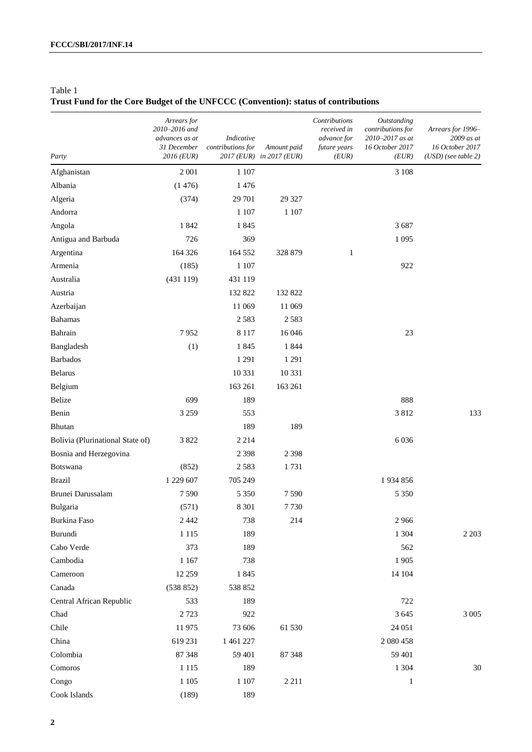Table 1
**Trust Fund for the Core Budget of the UNFCCC (Convention): status of contributions**

| Party | Arrears for 2010–2016 and advances as at 31 December 2016 (EUR) | Indicative contributions for 2017 (EUR) | Amount paid in 2017 (EUR) | Contributions received in advance for future years (EUR) | Outstanding contributions for 2010–2017 as at 16 October 2017 (EUR) | Arrears for 1996–2009 as at 16 October 2017 (USD) (see table 2) |
|---|---|---|---|---|---|---|
| Afghanistan | 2 001 | 1 107 | | | 3 108 | |
| Albania | (1 476) | 1 476 | | | | |
| Algeria | (374) | 29 701 | 29 327 | | | |
| Andorra | | 1 107 | 1 107 | | | |
| Angola | 1 842 | 1 845 | | | 3 687 | |
| Antigua and Barbuda | 726 | 369 | | | 1 095 | |
| Argentina | 164 326 | 164 552 | 328 879 | 1 | | |
| Armenia | (185) | 1 107 | | | 922 | |
| Australia | (431 119) | 431 119 | | | | |
| Austria | | 132 822 | 132 822 | | | |
| Azerbaijan | | 11 069 | 11 069 | | | |
| Bahamas | | 2 583 | 2 583 | | | |
| Bahrain | 7 952 | 8 117 | 16 046 | | 23 | |
| Bangladesh | (1) | 1 845 | 1 844 | | | |
| Barbados | | 1 291 | 1 291 | | | |
| Belarus | | 10 331 | 10 331 | | | |
| Belgium | | 163 261 | 163 261 | | | |
| Belize | 699 | 189 | | | 888 | |
| Benin | 3 259 | 553 | | | 3 812 | 133 |
| Bhutan | | 189 | 189 | | | |
| Bolivia (Plurinational State of) | 3 822 | 2 214 | | | 6 036 | |
| Bosnia and Herzegovina | | 2 398 | 2 398 | | | |
| Botswana | (852) | 2 583 | 1 731 | | | |
| Brazil | 1 229 607 | 705 249 | | | 1 934 856 | |
| Brunei Darussalam | 7 590 | 5 350 | 7 590 | | 5 350 | |
| Bulgaria | (571) | 8 301 | 7 730 | | | |
| Burkina Faso | 2 442 | 738 | 214 | | 2 966 | |
| Burundi | 1 115 | 189 | | | 1 304 | 2 203 |
| Cabo Verde | 373 | 189 | | | 562 | |
| Cambodia | 1 167 | 738 | | | 1 905 | |
| Cameroon | 12 259 | 1 845 | | | 14 104 | |
| Canada | (538 852) | 538 852 | | | | |
| Central African Republic | 533 | 189 | | | 722 | |
| Chad | 2 723 | 922 | | | 3 645 | 3 005 |
| Chile | 11 975 | 73 606 | 61 530 | | 24 051 | |
| China | 619 231 | 1 461 227 | | | 2 080 458 | |
| Colombia | 87 348 | 59 401 | 87 348 | | 59 401 | |
| Comoros | 1 115 | 189 | | | 1 304 | 30 |
| Congo | 1 105 | 1 107 | 2 211 | | 1 | |
| Cook Islands | (189) | 189 | | | | |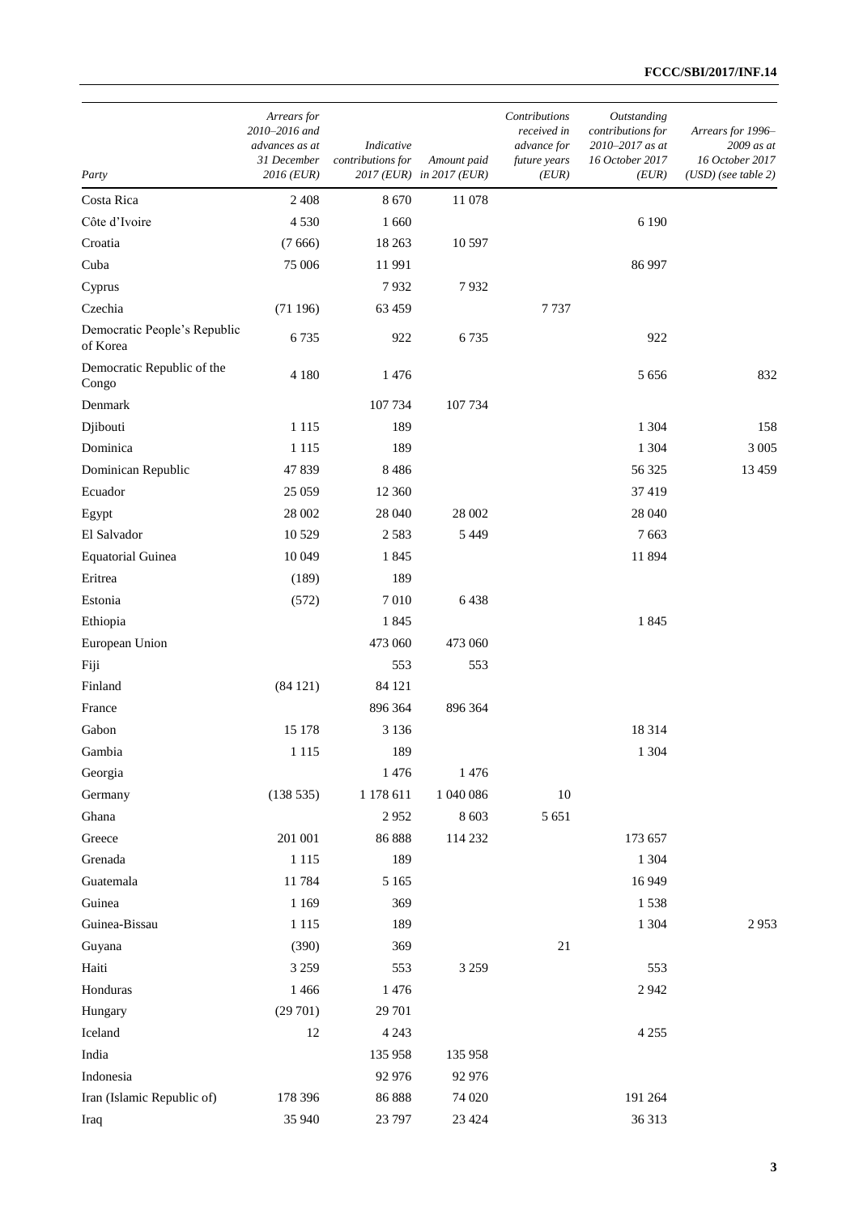| Party | Arrears for 2010–2016 and advances as at 31 December 2016 (EUR) | Indicative contributions for 2017 (EUR) | Amount paid in 2017 (EUR) | Contributions received in advance for future years (EUR) | Outstanding contributions for 2010–2017 as at 16 October 2017 (EUR) | Arrears for 1996–2009 as at 16 October 2017 (USD) (see table 2) |
|---|---|---|---|---|---|---|
| Costa Rica | 2 408 | 8 670 | 11 078 | | | |
| Côte d'Ivoire | 4 530 | 1 660 | | | 6 190 | |
| Croatia | (7 666) | 18 263 | 10 597 | | | |
| Cuba | 75 006 | 11 991 | | | 86 997 | |
| Cyprus | | 7 932 | 7 932 | | | |
| Czechia | (71 196) | 63 459 | | 7 737 | | |
| Democratic People's Republic of Korea | 6 735 | 922 | 6 735 | | 922 | |
| Democratic Republic of the Congo | 4 180 | 1 476 | | | 5 656 | 832 |
| Denmark | | 107 734 | 107 734 | | | |
| Djibouti | 1 115 | 189 | | | 1 304 | 158 |
| Dominica | 1 115 | 189 | | | 1 304 | 3 005 |
| Dominican Republic | 47 839 | 8 486 | | | 56 325 | 13 459 |
| Ecuador | 25 059 | 12 360 | | | 37 419 | |
| Egypt | 28 002 | 28 040 | 28 002 | | 28 040 | |
| El Salvador | 10 529 | 2 583 | 5 449 | | 7 663 | |
| Equatorial Guinea | 10 049 | 1 845 | | | 11 894 | |
| Eritrea | (189) | 189 | | | | |
| Estonia | (572) | 7 010 | 6 438 | | | |
| Ethiopia | | 1 845 | | | 1 845 | |
| European Union | | 473 060 | 473 060 | | | |
| Fiji | | 553 | 553 | | | |
| Finland | (84 121) | 84 121 | | | | |
| France | | 896 364 | 896 364 | | | |
| Gabon | 15 178 | 3 136 | | | 18 314 | |
| Gambia | 1 115 | 189 | | | 1 304 | |
| Georgia | | 1 476 | 1 476 | | | |
| Germany | (138 535) | 1 178 611 | 1 040 086 | 10 | | |
| Ghana | | 2 952 | 8 603 | 5 651 | | |
| Greece | 201 001 | 86 888 | 114 232 | | 173 657 | |
| Grenada | 1 115 | 189 | | | 1 304 | |
| Guatemala | 11 784 | 5 165 | | | 16 949 | |
| Guinea | 1 169 | 369 | | | 1 538 | |
| Guinea-Bissau | 1 115 | 189 | | | 1 304 | 2 953 |
| Guyana | (390) | 369 | | 21 | | |
| Haiti | 3 259 | 553 | 3 259 | | 553 | |
| Honduras | 1 466 | 1 476 | | | 2 942 | |
| Hungary | (29 701) | 29 701 | | | | |
| Iceland | 12 | 4 243 | | | 4 255 | |
| India | | 135 958 | 135 958 | | | |
| Indonesia | | 92 976 | 92 976 | | | |
| Iran (Islamic Republic of) | 178 396 | 86 888 | 74 020 | | 191 264 | |
| Iraq | 35 940 | 23 797 | 23 424 | | 36 313 | |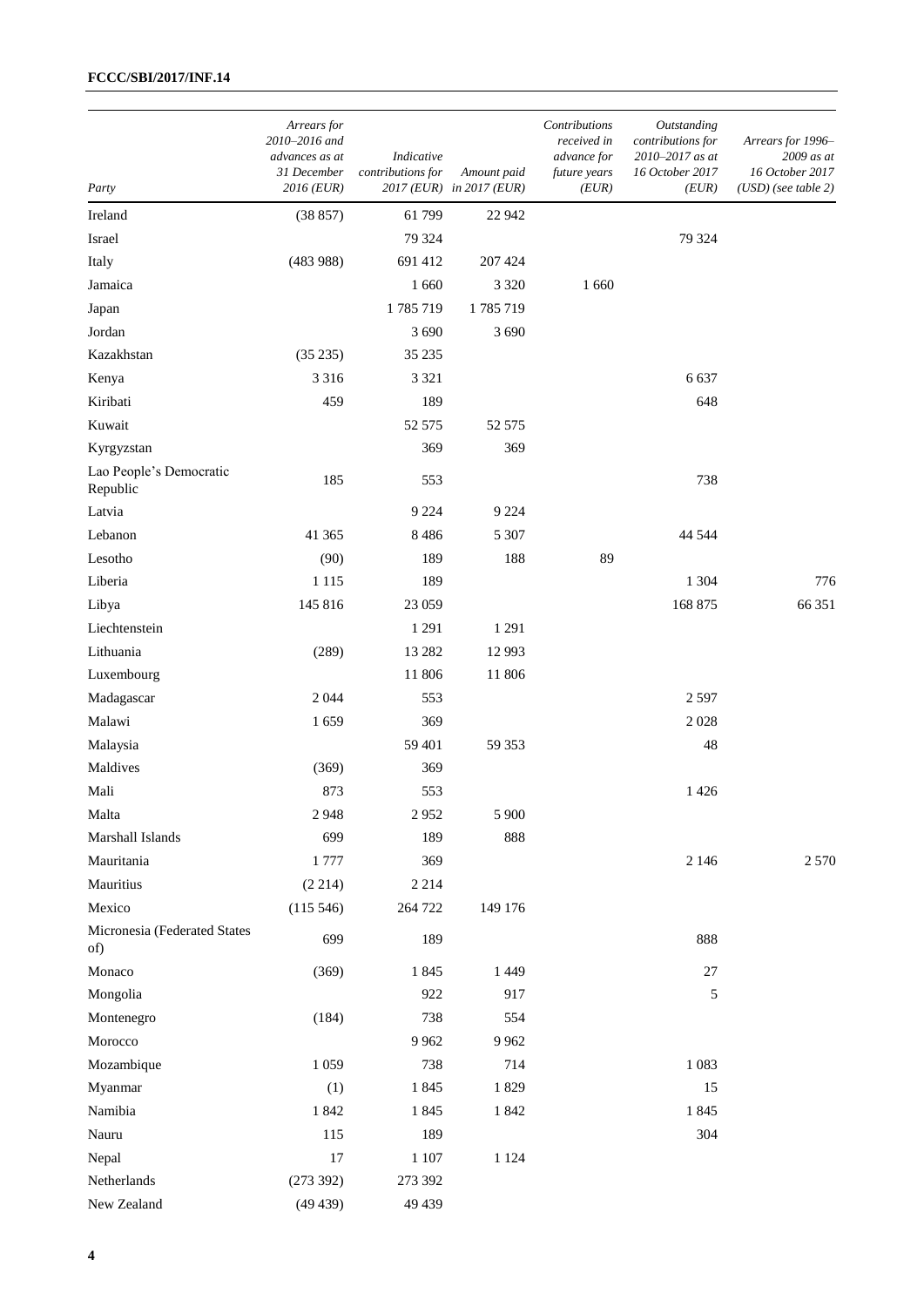| Party | Arrears for 2010–2016 and advances as at 31 December 2016 (EUR) | Indicative contributions for 2017 (EUR) | Amount paid in 2017 (EUR) | Contributions received in advance for future years (EUR) | Outstanding contributions for 2010–2017 as at 16 October 2017 (EUR) | Arrears for 1996–2009 as at 16 October 2017 (USD) (see table 2) |
|---|---|---|---|---|---|---|
| Ireland | (38 857) | 61 799 | 22 942 | | | |
| Israel | | 79 324 | | | 79 324 | |
| Italy | (483 988) | 691 412 | 207 424 | | | |
| Jamaica | | 1 660 | 3 320 | 1 660 | | |
| Japan | | 1 785 719 | 1 785 719 | | | |
| Jordan | | 3 690 | 3 690 | | | |
| Kazakhstan | (35 235) | 35 235 | | | | |
| Kenya | 3 316 | 3 321 | | | 6 637 | |
| Kiribati | 459 | 189 | | | 648 | |
| Kuwait | | 52 575 | 52 575 | | | |
| Kyrgyzstan | | 369 | 369 | | | |
| Lao People's Democratic Republic | 185 | 553 | | | 738 | |
| Latvia | | 9 224 | 9 224 | | | |
| Lebanon | 41 365 | 8 486 | 5 307 | | 44 544 | |
| Lesotho | (90) | 189 | 188 | 89 | | |
| Liberia | 1 115 | 189 | | | 1 304 | 776 |
| Libya | 145 816 | 23 059 | | | 168 875 | 66 351 |
| Liechtenstein | | 1 291 | 1 291 | | | |
| Lithuania | (289) | 13 282 | 12 993 | | | |
| Luxembourg | | 11 806 | 11 806 | | | |
| Madagascar | 2 044 | 553 | | | 2 597 | |
| Malawi | 1 659 | 369 | | | 2 028 | |
| Malaysia | | 59 401 | 59 353 | | 48 | |
| Maldives | (369) | 369 | | | | |
| Mali | 873 | 553 | | | 1 426 | |
| Malta | 2 948 | 2 952 | 5 900 | | | |
| Marshall Islands | 699 | 189 | 888 | | | |
| Mauritania | 1 777 | 369 | | | 2 146 | 2 570 |
| Mauritius | (2 214) | 2 214 | | | | |
| Mexico | (115 546) | 264 722 | 149 176 | | | |
| Micronesia (Federated States of) | 699 | 189 | | | 888 | |
| Monaco | (369) | 1 845 | 1 449 | | 27 | |
| Mongolia | | 922 | 917 | | 5 | |
| Montenegro | (184) | 738 | 554 | | | |
| Morocco | | 9 962 | 9 962 | | | |
| Mozambique | 1 059 | 738 | 714 | | 1 083 | |
| Myanmar | (1) | 1 845 | 1 829 | | 15 | |
| Namibia | 1 842 | 1 845 | 1 842 | | 1 845 | |
| Nauru | 115 | 189 | | | 304 | |
| Nepal | 17 | 1 107 | 1 124 | | | |
| Netherlands | (273 392) | 273 392 | | | | |
| New Zealand | (49 439) | 49 439 | | | | |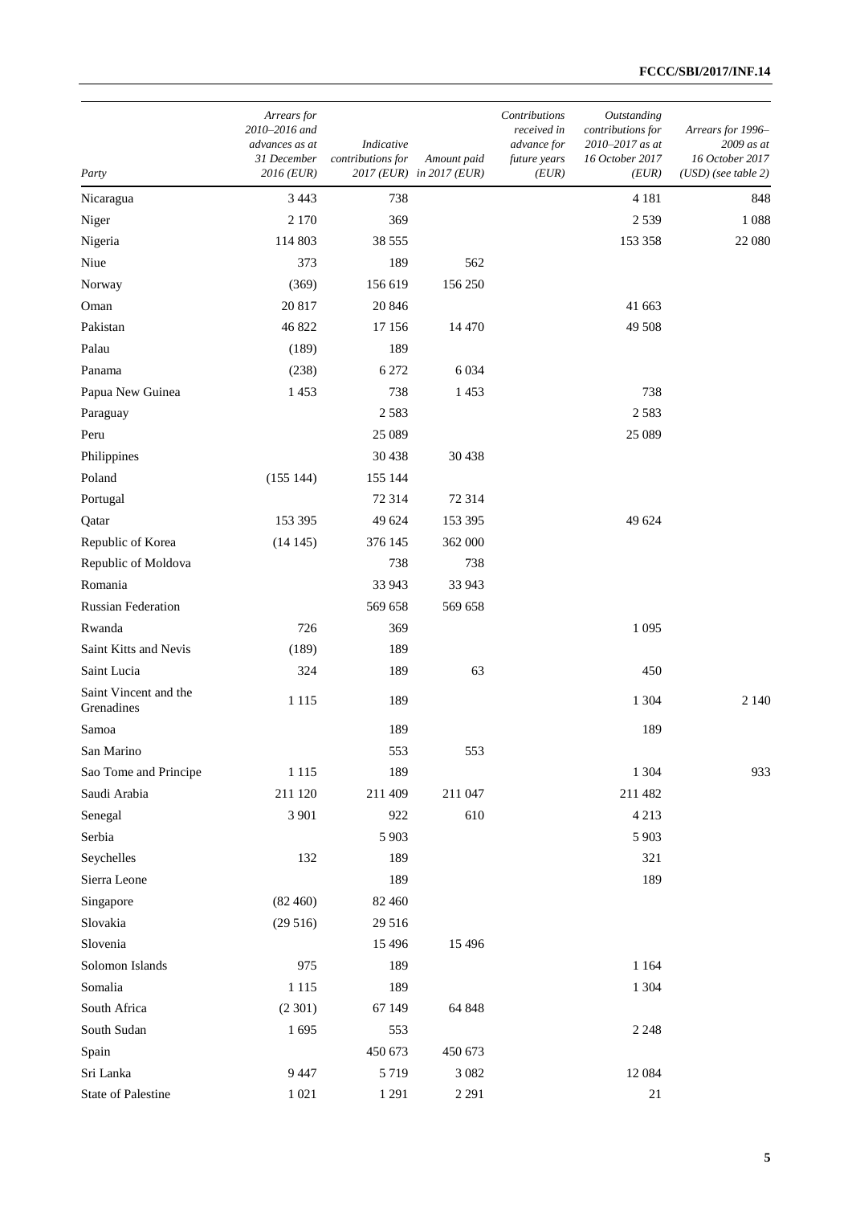| Party | Arrears for 2010–2016 and advances as at 31 December 2016 (EUR) | Indicative contributions for 2017 (EUR) | Amount paid in 2017 (EUR) | Contributions received in advance for future years (EUR) | Outstanding contributions for 2010–2017 as at 16 October 2017 (EUR) | Arrears for 1996–2009 as at 16 October 2017 (USD) (see table 2) |
|---|---|---|---|---|---|---|
| Nicaragua | 3 443 | 738 | | | 4 181 | 848 |
| Niger | 2 170 | 369 | | | 2 539 | 1 088 |
| Nigeria | 114 803 | 38 555 | | | 153 358 | 22 080 |
| Niue | 373 | 189 | 562 | | | |
| Norway | (369) | 156 619 | 156 250 | | | |
| Oman | 20 817 | 20 846 | | | 41 663 | |
| Pakistan | 46 822 | 17 156 | 14 470 | | 49 508 | |
| Palau | (189) | 189 | | | | |
| Panama | (238) | 6 272 | 6 034 | | | |
| Papua New Guinea | 1 453 | 738 | 1 453 | | 738 | |
| Paraguay | | 2 583 | | | 2 583 | |
| Peru | | 25 089 | | | 25 089 | |
| Philippines | | 30 438 | 30 438 | | | |
| Poland | (155 144) | 155 144 | | | | |
| Portugal | | 72 314 | 72 314 | | | |
| Qatar | 153 395 | 49 624 | 153 395 | | 49 624 | |
| Republic of Korea | (14 145) | 376 145 | 362 000 | | | |
| Republic of Moldova | | 738 | 738 | | | |
| Romania | | 33 943 | 33 943 | | | |
| Russian Federation | | 569 658 | 569 658 | | | |
| Rwanda | 726 | 369 | | | 1 095 | |
| Saint Kitts and Nevis | (189) | 189 | | | | |
| Saint Lucia | 324 | 189 | 63 | | 450 | |
| Saint Vincent and the Grenadines | 1 115 | 189 | | | 1 304 | 2 140 |
| Samoa | | 189 | | | 189 | |
| San Marino | | 553 | 553 | | | |
| Sao Tome and Principe | 1 115 | 189 | | | 1 304 | 933 |
| Saudi Arabia | 211 120 | 211 409 | 211 047 | | 211 482 | |
| Senegal | 3 901 | 922 | 610 | | 4 213 | |
| Serbia | | 5 903 | | | 5 903 | |
| Seychelles | 132 | 189 | | | 321 | |
| Sierra Leone | | 189 | | | 189 | |
| Singapore | (82 460) | 82 460 | | | | |
| Slovakia | (29 516) | 29 516 | | | | |
| Slovenia | | 15 496 | 15 496 | | | |
| Solomon Islands | 975 | 189 | | | 1 164 | |
| Somalia | 1 115 | 189 | | | 1 304 | |
| South Africa | (2 301) | 67 149 | 64 848 | | | |
| South Sudan | 1 695 | 553 | | | 2 248 | |
| Spain | | 450 673 | 450 673 | | | |
| Sri Lanka | 9 447 | 5 719 | 3 082 | | 12 084 | |
| State of Palestine | 1 021 | 1 291 | 2 291 | | 21 | |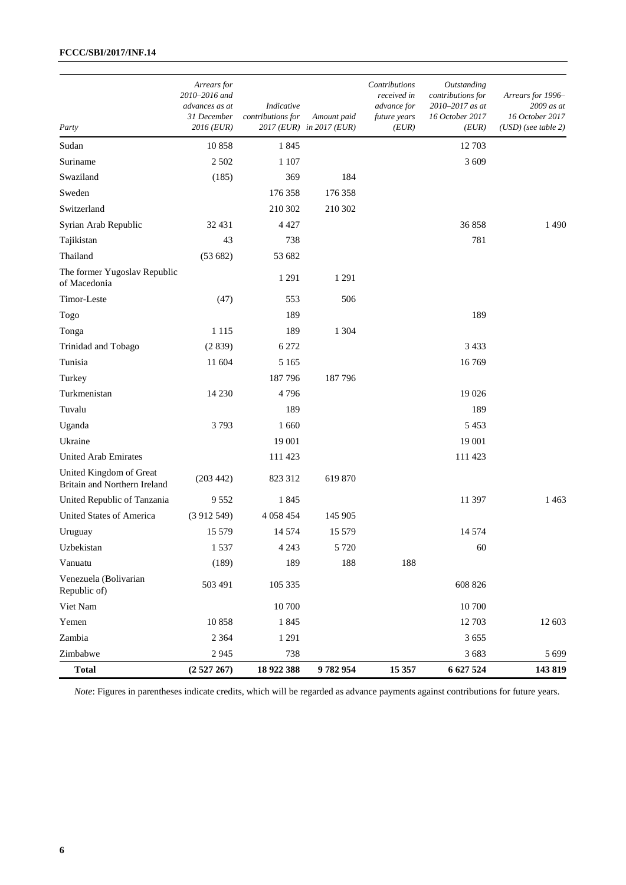| Party | Arrears for 2010–2016 and advances as at 31 December 2016 (EUR) | Indicative contributions for 2017 (EUR) | Amount paid in 2017 (EUR) | Contributions received in advance for future years (EUR) | Outstanding contributions for 2010–2017 as at 16 October 2017 (EUR) | Arrears for 1996–2009 as at 16 October 2017 (USD) (see table 2) |
|---|---|---|---|---|---|---|
| Sudan | 10 858 | 1 845 | | | 12 703 | |
| Suriname | 2 502 | 1 107 | | | 3 609 | |
| Swaziland | (185) | 369 | 184 | | | |
| Sweden | | 176 358 | 176 358 | | | |
| Switzerland | | 210 302 | 210 302 | | | |
| Syrian Arab Republic | 32 431 | 4 427 | | | 36 858 | 1 490 |
| Tajikistan | 43 | 738 | | | 781 | |
| Thailand | (53 682) | 53 682 | | | | |
| The former Yugoslav Republic of Macedonia | | 1 291 | 1 291 | | | |
| Timor-Leste | (47) | 553 | 506 | | | |
| Togo | | 189 | | | 189 | |
| Tonga | 1 115 | 189 | 1 304 | | | |
| Trinidad and Tobago | (2 839) | 6 272 | | | 3 433 | |
| Tunisia | 11 604 | 5 165 | | | 16 769 | |
| Turkey | | 187 796 | 187 796 | | | |
| Turkmenistan | 14 230 | 4 796 | | | 19 026 | |
| Tuvalu | | 189 | | | 189 | |
| Uganda | 3 793 | 1 660 | | | 5 453 | |
| Ukraine | | 19 001 | | | 19 001 | |
| United Arab Emirates | | 111 423 | | | 111 423 | |
| United Kingdom of Great Britain and Northern Ireland | (203 442) | 823 312 | 619 870 | | | |
| United Republic of Tanzania | 9 552 | 1 845 | | | 11 397 | 1 463 |
| United States of America | (3 912 549) | 4 058 454 | 145 905 | | | |
| Uruguay | 15 579 | 14 574 | 15 579 | | 14 574 | |
| Uzbekistan | 1 537 | 4 243 | 5 720 | | 60 | |
| Vanuatu | (189) | 189 | 188 | 188 | | |
| Venezuela (Bolivarian Republic of) | 503 491 | 105 335 | | | 608 826 | |
| Viet Nam | | 10 700 | | | 10 700 | |
| Yemen | 10 858 | 1 845 | | | 12 703 | 12 603 |
| Zambia | 2 364 | 1 291 | | | 3 655 | |
| Zimbabwe | 2 945 | 738 | | | 3 683 | 5 699 |
| **Total** | **(2 527 267)** | **18 922 388** | **9 782 954** | **15 357** | **6 627 524** | **143 819** |

*Note*: Figures in parentheses indicate credits, which will be regarded as advance payments against contributions for future years.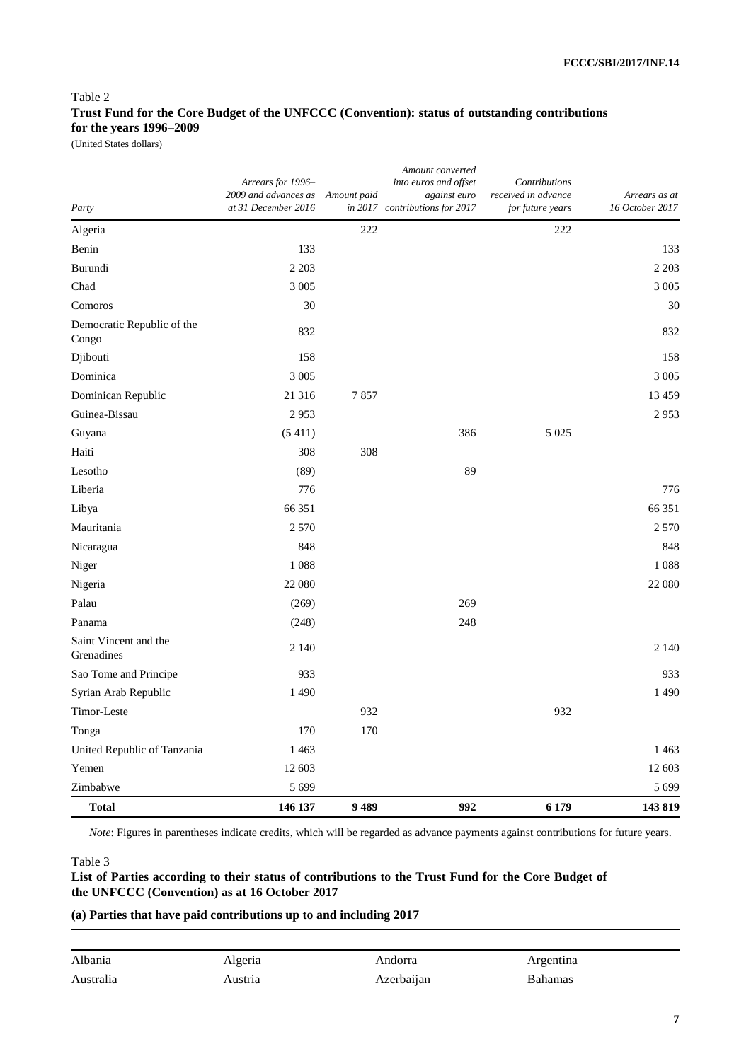Table 2

**Trust Fund for the Core Budget of the UNFCCC (Convention): status of outstanding contributions for the years 1996–2009**

(United States dollars)

| *Party* | *Arrears for 1996–2009 and advances as at 31 December 2016* | *Amount paid in 2017* | *Amount converted into euros and offset against euro contributions for 2017* | *Contributions received in advance for future years* | *Arrears as at 16 October 2017* |
|---|---|---|---|---|---|
| Algeria | | 222 | | 222 | |
| Benin | 133 | | | | 133 |
| Burundi | 2 203 | | | | 2 203 |
| Chad | 3 005 | | | | 3 005 |
| Comoros | 30 | | | | 30 |
| Democratic Republic of the Congo | 832 | | | | 832 |
| Djibouti | 158 | | | | 158 |
| Dominica | 3 005 | | | | 3 005 |
| Dominican Republic | 21 316 | 7 857 | | | 13 459 |
| Guinea-Bissau | 2 953 | | | | 2 953 |
| Guyana | (5 411) | | 386 | 5 025 | |
| Haiti | 308 | 308 | | | |
| Lesotho | (89) | | 89 | | |
| Liberia | 776 | | | | 776 |
| Libya | 66 351 | | | | 66 351 |
| Mauritania | 2 570 | | | | 2 570 |
| Nicaragua | 848 | | | | 848 |
| Niger | 1 088 | | | | 1 088 |
| Nigeria | 22 080 | | | | 22 080 |
| Palau | (269) | | 269 | | |
| Panama | (248) | | 248 | | |
| Saint Vincent and the Grenadines | 2 140 | | | | 2 140 |
| Sao Tome and Principe | 933 | | | | 933 |
| Syrian Arab Republic | 1 490 | | | | 1 490 |
| Timor-Leste | | 932 | | 932 | |
| Tonga | 170 | 170 | | | |
| United Republic of Tanzania | 1 463 | | | | 1 463 |
| Yemen | 12 603 | | | | 12 603 |
| Zimbabwe | 5 699 | | | | 5 699 |
| **Total** | **146 137** | **9 489** | **992** | **6 179** | **143 819** |

*Note*: Figures in parentheses indicate credits, which will be regarded as advance payments against contributions for future years.

Table 3

**List of Parties according to their status of contributions to the Trust Fund for the Core Budget of the UNFCCC (Convention) as at 16 October 2017**

**(a) Parties that have paid contributions up to and including 2017**

| | | | |
|---|---|---|---|
| Albania | Algeria | Andorra | Argentina |
| Australia | Austria | Azerbaijan | Bahamas |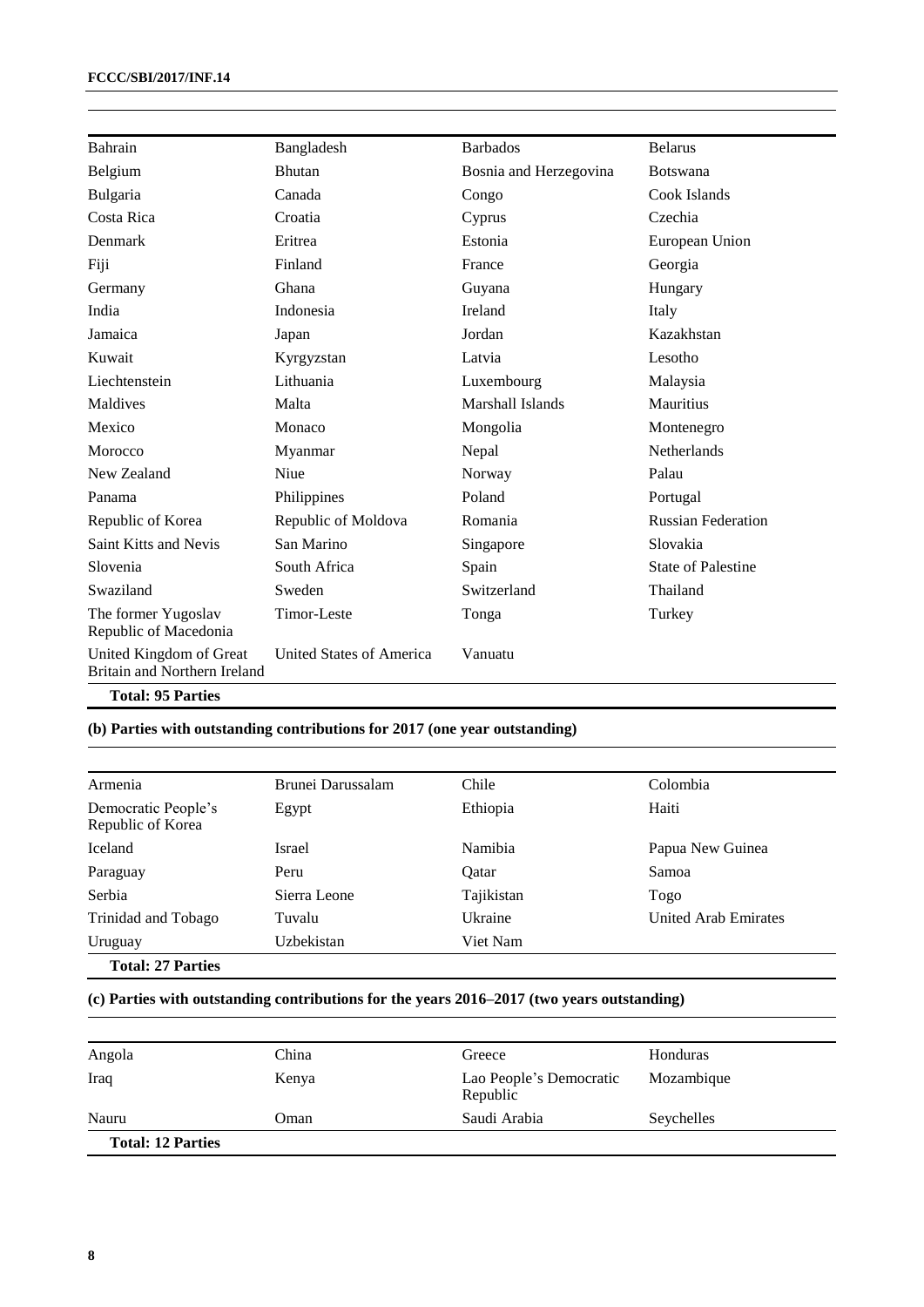| | | | |
|---|---|---|---|
| Bahrain | Bangladesh | Barbados | Belarus |
| Belgium | Bhutan | Bosnia and Herzegovina | Botswana |
| Bulgaria | Canada | Congo | Cook Islands |
| Costa Rica | Croatia | Cyprus | Czechia |
| Denmark | Eritrea | Estonia | European Union |
| Fiji | Finland | France | Georgia |
| Germany | Ghana | Guyana | Hungary |
| India | Indonesia | Ireland | Italy |
| Jamaica | Japan | Jordan | Kazakhstan |
| Kuwait | Kyrgyzstan | Latvia | Lesotho |
| Liechtenstein | Lithuania | Luxembourg | Malaysia |
| Maldives | Malta | Marshall Islands | Mauritius |
| Mexico | Monaco | Mongolia | Montenegro |
| Morocco | Myanmar | Nepal | Netherlands |
| New Zealand | Niue | Norway | Palau |
| Panama | Philippines | Poland | Portugal |
| Republic of Korea | Republic of Moldova | Romania | Russian Federation |
| Saint Kitts and Nevis | San Marino | Singapore | Slovakia |
| Slovenia | South Africa | Spain | State of Palestine |
| Swaziland | Sweden | Switzerland | Thailand |
| The former Yugoslav Republic of Macedonia | Timor-Leste | Tonga | Turkey |
| United Kingdom of Great Britain and Northern Ireland | United States of America | Vanuatu | |
| **Total: 95 Parties** | | | |

**(b) Parties with outstanding contributions for 2017 (one year outstanding)**

| | | | |
|---|---|---|---|
| Armenia | Brunei Darussalam | Chile | Colombia |
| Democratic People's Republic of Korea | Egypt | Ethiopia | Haiti |
| Iceland | Israel | Namibia | Papua New Guinea |
| Paraguay | Peru | Qatar | Samoa |
| Serbia | Sierra Leone | Tajikistan | Togo |
| Trinidad and Tobago | Tuvalu | Ukraine | United Arab Emirates |
| Uruguay | Uzbekistan | Viet Nam | |
| **Total: 27 Parties** | | | |

**(c) Parties with outstanding contributions for the years 2016–2017 (two years outstanding)**

| | | | |
|---|---|---|---|
| Angola | China | Greece | Honduras |
| Iraq | Kenya | Lao People's Democratic Republic | Mozambique |
| Nauru | Oman | Saudi Arabia | Seychelles |
| **Total: 12 Parties** | | | |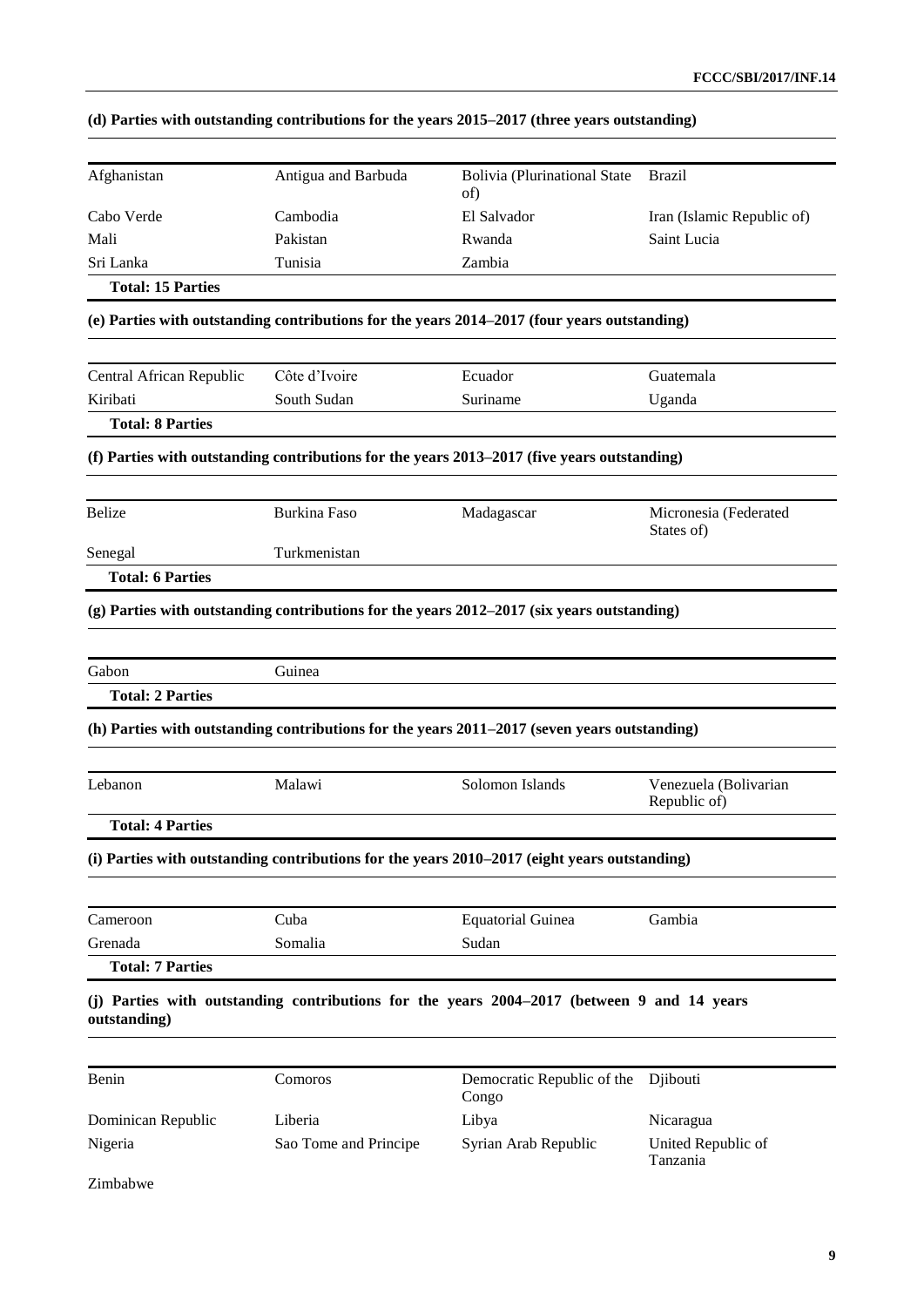**(d) Parties with outstanding contributions for the years 2015–2017 (three years outstanding)**

| | | | |
|---|---|---|---|
| Afghanistan | Antigua and Barbuda | Bolivia (Plurinational State of) | Brazil |
| Cabo Verde | Cambodia | El Salvador | Iran (Islamic Republic of) |
| Mali | Pakistan | Rwanda | Saint Lucia |
| Sri Lanka | Tunisia | Zambia | |
| **Total: 15 Parties** | | | |

**(e) Parties with outstanding contributions for the years 2014–2017 (four years outstanding)**

| | | | |
|---|---|---|---|
| Central African Republic | Côte d'Ivoire | Ecuador | Guatemala |
| Kiribati | South Sudan | Suriname | Uganda |
| **Total: 8 Parties** | | | |

**(f) Parties with outstanding contributions for the years 2013–2017 (five years outstanding)**

| | | | |
|---|---|---|---|
| Belize | Burkina Faso | Madagascar | Micronesia (Federated States of) |
| Senegal | Turkmenistan | | |
| **Total: 6 Parties** | | | |

**(g) Parties with outstanding contributions for the years 2012–2017 (six years outstanding)**

| | | | |
|---|---|---|---|
| Gabon | Guinea | | |
| **Total: 2 Parties** | | | |

**(h) Parties with outstanding contributions for the years 2011–2017 (seven years outstanding)**

| | | | |
|---|---|---|---|
| Lebanon | Malawi | Solomon Islands | Venezuela (Bolivarian Republic of) |
| **Total: 4 Parties** | | | |

**(i) Parties with outstanding contributions for the years 2010–2017 (eight years outstanding)**

| | | | |
|---|---|---|---|
| Cameroon | Cuba | Equatorial Guinea | Gambia |
| Grenada | Somalia | Sudan | |
| **Total: 7 Parties** | | | |

**(j) Parties with outstanding contributions for the years 2004–2017 (between 9 and 14 years outstanding)**

| | | | |
|---|---|---|---|
| Benin | Comoros | Democratic Republic of the Congo | Djibouti |
| Dominican Republic | Liberia | Libya | Nicaragua |
| Nigeria | Sao Tome and Principe | Syrian Arab Republic | United Republic of Tanzania |
| Zimbabwe | | | |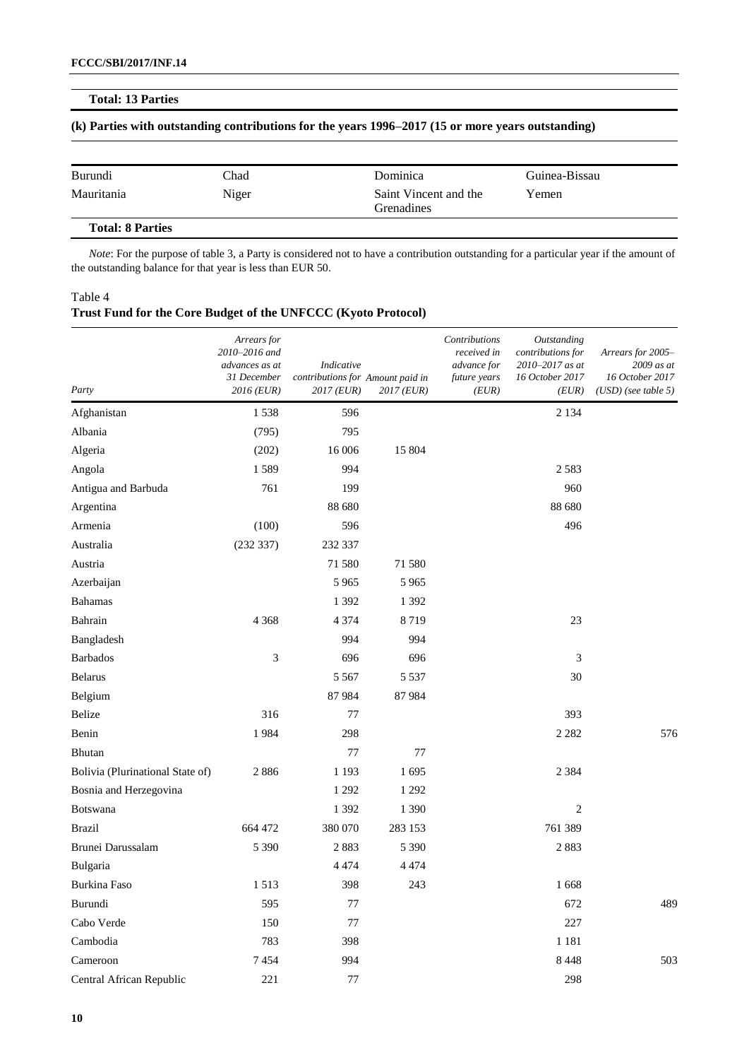**Total: 13 Parties**

**(k) Parties with outstanding contributions for the years 1996–2017 (15 or more years outstanding)**

| | | | |
|---|---|---|---|
| Burundi | Chad | Dominica | Guinea-Bissau |
| Mauritania | Niger | Saint Vincent and the Grenadines | Yemen |

**Total: 8 Parties**

*Note*: For the purpose of table 3, a Party is considered not to have a contribution outstanding for a particular year if the amount of the outstanding balance for that year is less than EUR 50.

Table 4
**Trust Fund for the Core Budget of the UNFCCC (Kyoto Protocol)**

| Party | Arrears for 2010–2016 and advances as at 31 December 2016 (EUR) | Indicative contributions for 2017 (EUR) | Amount paid in 2017 (EUR) | Contributions received in advance for future years (EUR) | Outstanding contributions for 2010–2017 as at 16 October 2017 (EUR) | Arrears for 2005–2009 as at 16 October 2017 (USD) (see table 5) |
|---|---|---|---|---|---|---|
| Afghanistan | 1 538 | 596 | | | 2 134 | |
| Albania | (795) | 795 | | | | |
| Algeria | (202) | 16 006 | 15 804 | | | |
| Angola | 1 589 | 994 | | | 2 583 | |
| Antigua and Barbuda | 761 | 199 | | | 960 | |
| Argentina | | 88 680 | | | 88 680 | |
| Armenia | (100) | 596 | | | 496 | |
| Australia | (232 337) | 232 337 | | | | |
| Austria | | 71 580 | 71 580 | | | |
| Azerbaijan | | 5 965 | 5 965 | | | |
| Bahamas | | 1 392 | 1 392 | | | |
| Bahrain | 4 368 | 4 374 | 8 719 | | 23 | |
| Bangladesh | | 994 | 994 | | | |
| Barbados | 3 | 696 | 696 | | 3 | |
| Belarus | | 5 567 | 5 537 | | 30 | |
| Belgium | | 87 984 | 87 984 | | | |
| Belize | 316 | 77 | | | 393 | |
| Benin | 1 984 | 298 | | | 2 282 | 576 |
| Bhutan | | 77 | 77 | | | |
| Bolivia (Plurinational State of) | 2 886 | 1 193 | 1 695 | | 2 384 | |
| Bosnia and Herzegovina | | 1 292 | 1 292 | | | |
| Botswana | | 1 392 | 1 390 | | 2 | |
| Brazil | 664 472 | 380 070 | 283 153 | | 761 389 | |
| Brunei Darussalam | 5 390 | 2 883 | 5 390 | | 2 883 | |
| Bulgaria | | 4 474 | 4 474 | | | |
| Burkina Faso | 1 513 | 398 | 243 | | 1 668 | |
| Burundi | 595 | 77 | | | 672 | 489 |
| Cabo Verde | 150 | 77 | | | 227 | |
| Cambodia | 783 | 398 | | | 1 181 | |
| Cameroon | 7 454 | 994 | | | 8 448 | 503 |
| Central African Republic | 221 | 77 | | | 298 | |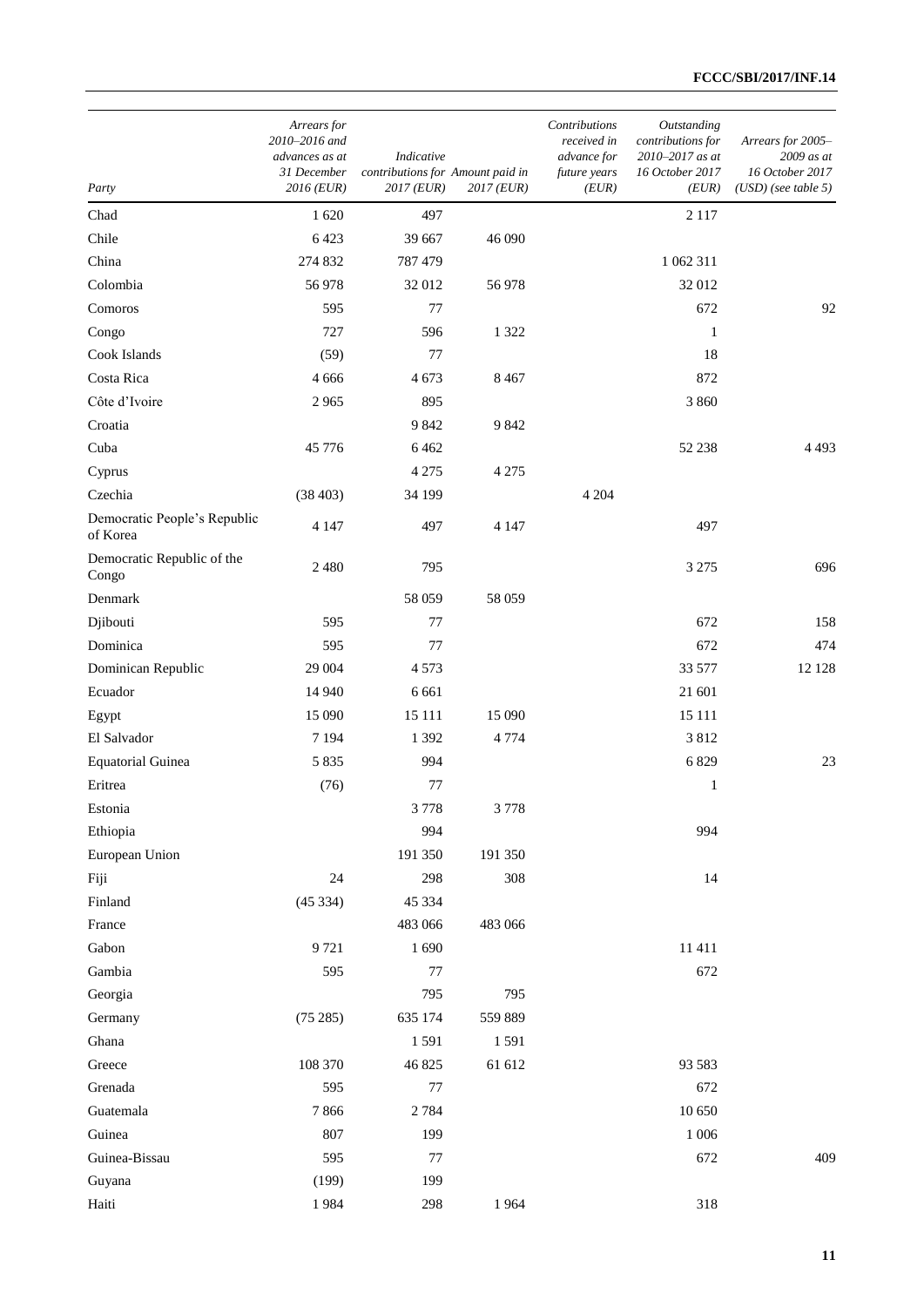| Party | Arrears for 2010–2016 and advances as at 31 December 2016 (EUR) | Indicative contributions for 2017 (EUR) | Amount paid in 2017 (EUR) | Contributions received in advance for future years (EUR) | Outstanding contributions for 2010–2017 as at 16 October 2017 (EUR) | Arrears for 2005–2009 as at 16 October 2017 (USD) (see table 5) |
|---|---|---|---|---|---|---|
| Chad | 1 620 | 497 | | | 2 117 | |
| Chile | 6 423 | 39 667 | 46 090 | | | |
| China | 274 832 | 787 479 | | | 1 062 311 | |
| Colombia | 56 978 | 32 012 | 56 978 | | 32 012 | |
| Comoros | 595 | 77 | | | 672 | 92 |
| Congo | 727 | 596 | 1 322 | | 1 | |
| Cook Islands | (59) | 77 | | | 18 | |
| Costa Rica | 4 666 | 4 673 | 8 467 | | 872 | |
| Côte d'Ivoire | 2 965 | 895 | | | 3 860 | |
| Croatia | | 9 842 | 9 842 | | | |
| Cuba | 45 776 | 6 462 | | | 52 238 | 4 493 |
| Cyprus | | 4 275 | 4 275 | | | |
| Czechia | (38 403) | 34 199 | | 4 204 | | |
| Democratic People's Republic of Korea | 4 147 | 497 | 4 147 | | 497 | |
| Democratic Republic of the Congo | 2 480 | 795 | | | 3 275 | 696 |
| Denmark | | 58 059 | 58 059 | | | |
| Djibouti | 595 | 77 | | | 672 | 158 |
| Dominica | 595 | 77 | | | 672 | 474 |
| Dominican Republic | 29 004 | 4 573 | | | 33 577 | 12 128 |
| Ecuador | 14 940 | 6 661 | | | 21 601 | |
| Egypt | 15 090 | 15 111 | 15 090 | | 15 111 | |
| El Salvador | 7 194 | 1 392 | 4 774 | | 3 812 | |
| Equatorial Guinea | 5 835 | 994 | | | 6 829 | 23 |
| Eritrea | (76) | 77 | | | 1 | |
| Estonia | | 3 778 | 3 778 | | | |
| Ethiopia | | 994 | | | 994 | |
| European Union | | 191 350 | 191 350 | | | |
| Fiji | 24 | 298 | 308 | | 14 | |
| Finland | (45 334) | 45 334 | | | | |
| France | | 483 066 | 483 066 | | | |
| Gabon | 9 721 | 1 690 | | | 11 411 | |
| Gambia | 595 | 77 | | | 672 | |
| Georgia | | 795 | 795 | | | |
| Germany | (75 285) | 635 174 | 559 889 | | | |
| Ghana | | 1 591 | 1 591 | | | |
| Greece | 108 370 | 46 825 | 61 612 | | 93 583 | |
| Grenada | 595 | 77 | | | 672 | |
| Guatemala | 7 866 | 2 784 | | | 10 650 | |
| Guinea | 807 | 199 | | | 1 006 | |
| Guinea-Bissau | 595 | 77 | | | 672 | 409 |
| Guyana | (199) | 199 | | | | |
| Haiti | 1 984 | 298 | 1 964 | | 318 | |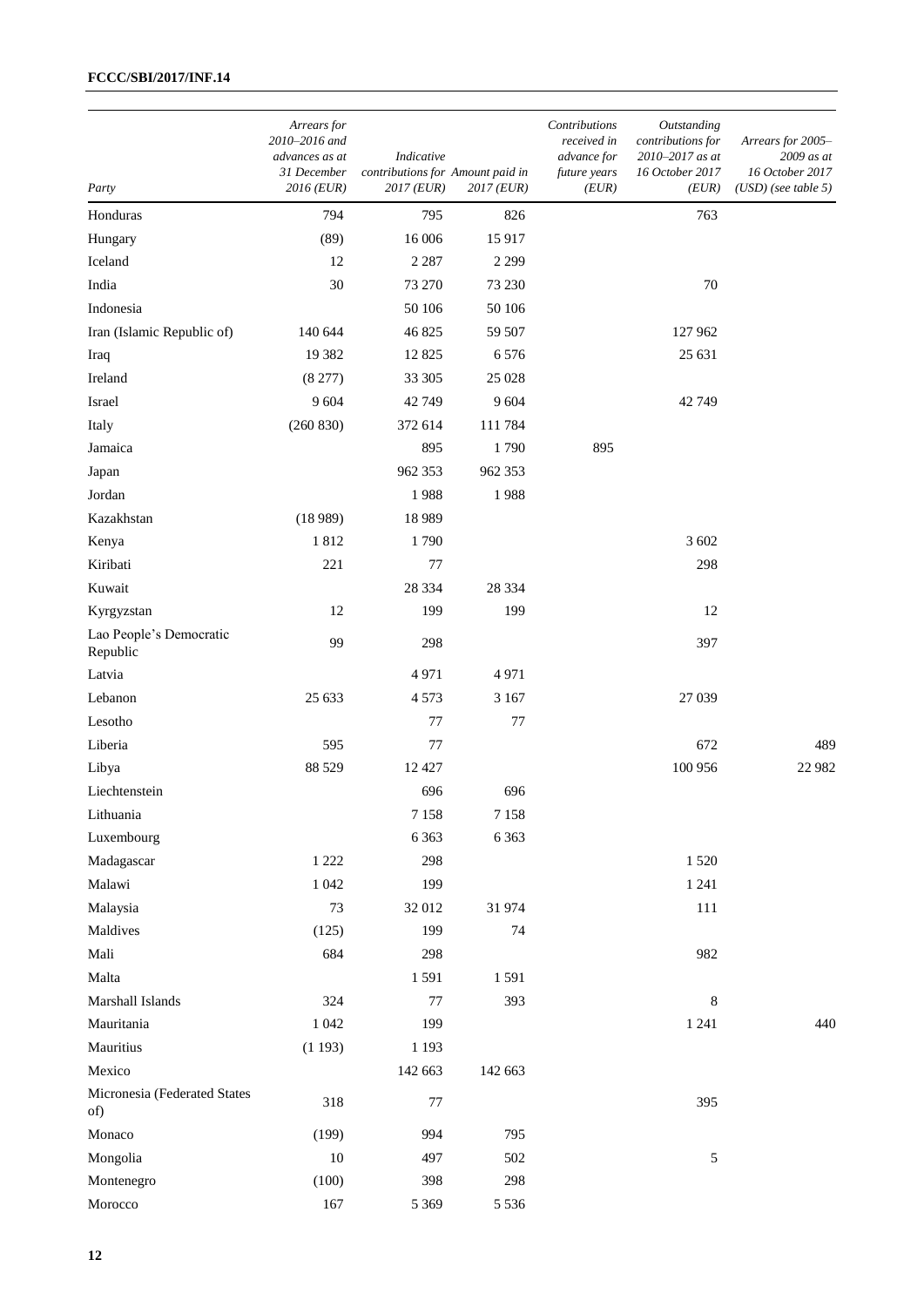| Party | Arrears for 2010–2016 and advances as at 31 December 2016 (EUR) | Indicative contributions for 2017 (EUR) | Amount paid in 2017 (EUR) | Contributions received in advance for future years (EUR) | Outstanding contributions for 2010–2017 as at 16 October 2017 (EUR) | Arrears for 2005–2009 as at 16 October 2017 (USD) (see table 5) |
|---|---|---|---|---|---|---|
| Honduras | 794 | 795 | 826 | | 763 | |
| Hungary | (89) | 16 006 | 15 917 | | | |
| Iceland | 12 | 2 287 | 2 299 | | | |
| India | 30 | 73 270 | 73 230 | | 70 | |
| Indonesia | | 50 106 | 50 106 | | | |
| Iran (Islamic Republic of) | 140 644 | 46 825 | 59 507 | | 127 962 | |
| Iraq | 19 382 | 12 825 | 6 576 | | 25 631 | |
| Ireland | (8 277) | 33 305 | 25 028 | | | |
| Israel | 9 604 | 42 749 | 9 604 | | 42 749 | |
| Italy | (260 830) | 372 614 | 111 784 | | | |
| Jamaica | | 895 | 1 790 | 895 | | |
| Japan | | 962 353 | 962 353 | | | |
| Jordan | | 1 988 | 1 988 | | | |
| Kazakhstan | (18 989) | 18 989 | | | | |
| Kenya | 1 812 | 1 790 | | | 3 602 | |
| Kiribati | 221 | 77 | | | 298 | |
| Kuwait | | 28 334 | 28 334 | | | |
| Kyrgyzstan | 12 | 199 | 199 | | 12 | |
| Lao People's Democratic Republic | 99 | 298 | | | 397 | |
| Latvia | | 4 971 | 4 971 | | | |
| Lebanon | 25 633 | 4 573 | 3 167 | | 27 039 | |
| Lesotho | | 77 | 77 | | | |
| Liberia | 595 | 77 | | | 672 | 489 |
| Libya | 88 529 | 12 427 | | | 100 956 | 22 982 |
| Liechtenstein | | 696 | 696 | | | |
| Lithuania | | 7 158 | 7 158 | | | |
| Luxembourg | | 6 363 | 6 363 | | | |
| Madagascar | 1 222 | 298 | | | 1 520 | |
| Malawi | 1 042 | 199 | | | 1 241 | |
| Malaysia | 73 | 32 012 | 31 974 | | 111 | |
| Maldives | (125) | 199 | 74 | | | |
| Mali | 684 | 298 | | | 982 | |
| Malta | | 1 591 | 1 591 | | | |
| Marshall Islands | 324 | 77 | 393 | | 8 | |
| Mauritania | 1 042 | 199 | | | 1 241 | 440 |
| Mauritius | (1 193) | 1 193 | | | | |
| Mexico | | 142 663 | 142 663 | | | |
| Micronesia (Federated States of) | 318 | 77 | | | 395 | |
| Monaco | (199) | 994 | 795 | | | |
| Mongolia | 10 | 497 | 502 | | 5 | |
| Montenegro | (100) | 398 | 298 | | | |
| Morocco | 167 | 5 369 | 5 536 | | | |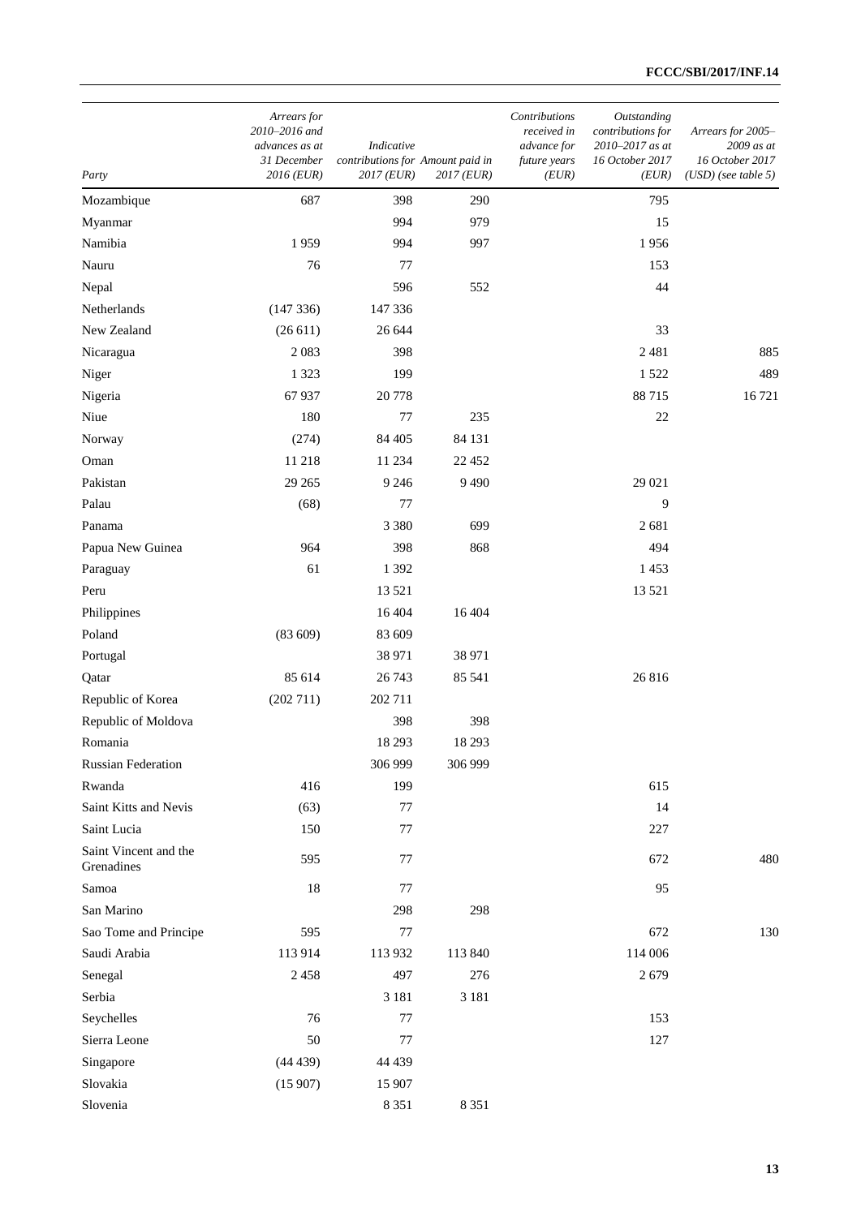| Party | Arrears for 2010–2016 and advances as at 31 December 2016 (EUR) | Indicative contributions for 2017 (EUR) | Amount paid in 2017 (EUR) | Contributions received in advance for future years (EUR) | Outstanding contributions for 2010–2017 as at 16 October 2017 (EUR) | Arrears for 2005–2009 as at 16 October 2017 (USD) (see table 5) |
|---|---|---|---|---|---|---|
| Mozambique | 687 | 398 | 290 | | 795 | |
| Myanmar | | 994 | 979 | | 15 | |
| Namibia | 1 959 | 994 | 997 | | 1 956 | |
| Nauru | 76 | 77 | | | 153 | |
| Nepal | | 596 | 552 | | 44 | |
| Netherlands | (147 336) | 147 336 | | | | |
| New Zealand | (26 611) | 26 644 | | | 33 | |
| Nicaragua | 2 083 | 398 | | | 2 481 | 885 |
| Niger | 1 323 | 199 | | | 1 522 | 489 |
| Nigeria | 67 937 | 20 778 | | | 88 715 | 16 721 |
| Niue | 180 | 77 | 235 | | 22 | |
| Norway | (274) | 84 405 | 84 131 | | | |
| Oman | 11 218 | 11 234 | 22 452 | | | |
| Pakistan | 29 265 | 9 246 | 9 490 | | 29 021 | |
| Palau | (68) | 77 | | | 9 | |
| Panama | | 3 380 | 699 | | 2 681 | |
| Papua New Guinea | 964 | 398 | 868 | | 494 | |
| Paraguay | 61 | 1 392 | | | 1 453 | |
| Peru | | 13 521 | | | 13 521 | |
| Philippines | | 16 404 | 16 404 | | | |
| Poland | (83 609) | 83 609 | | | | |
| Portugal | | 38 971 | 38 971 | | | |
| Qatar | 85 614 | 26 743 | 85 541 | | 26 816 | |
| Republic of Korea | (202 711) | 202 711 | | | | |
| Republic of Moldova | | 398 | 398 | | | |
| Romania | | 18 293 | 18 293 | | | |
| Russian Federation | | 306 999 | 306 999 | | | |
| Rwanda | 416 | 199 | | | 615 | |
| Saint Kitts and Nevis | (63) | 77 | | | 14 | |
| Saint Lucia | 150 | 77 | | | 227 | |
| Saint Vincent and the Grenadines | 595 | 77 | | | 672 | 480 |
| Samoa | 18 | 77 | | | 95 | |
| San Marino | | 298 | 298 | | | |
| Sao Tome and Principe | 595 | 77 | | | 672 | 130 |
| Saudi Arabia | 113 914 | 113 932 | 113 840 | | 114 006 | |
| Senegal | 2 458 | 497 | 276 | | 2 679 | |
| Serbia | | 3 181 | 3 181 | | | |
| Seychelles | 76 | 77 | | | 153 | |
| Sierra Leone | 50 | 77 | | | 127 | |
| Singapore | (44 439) | 44 439 | | | | |
| Slovakia | (15 907) | 15 907 | | | | |
| Slovenia | | 8 351 | 8 351 | | | |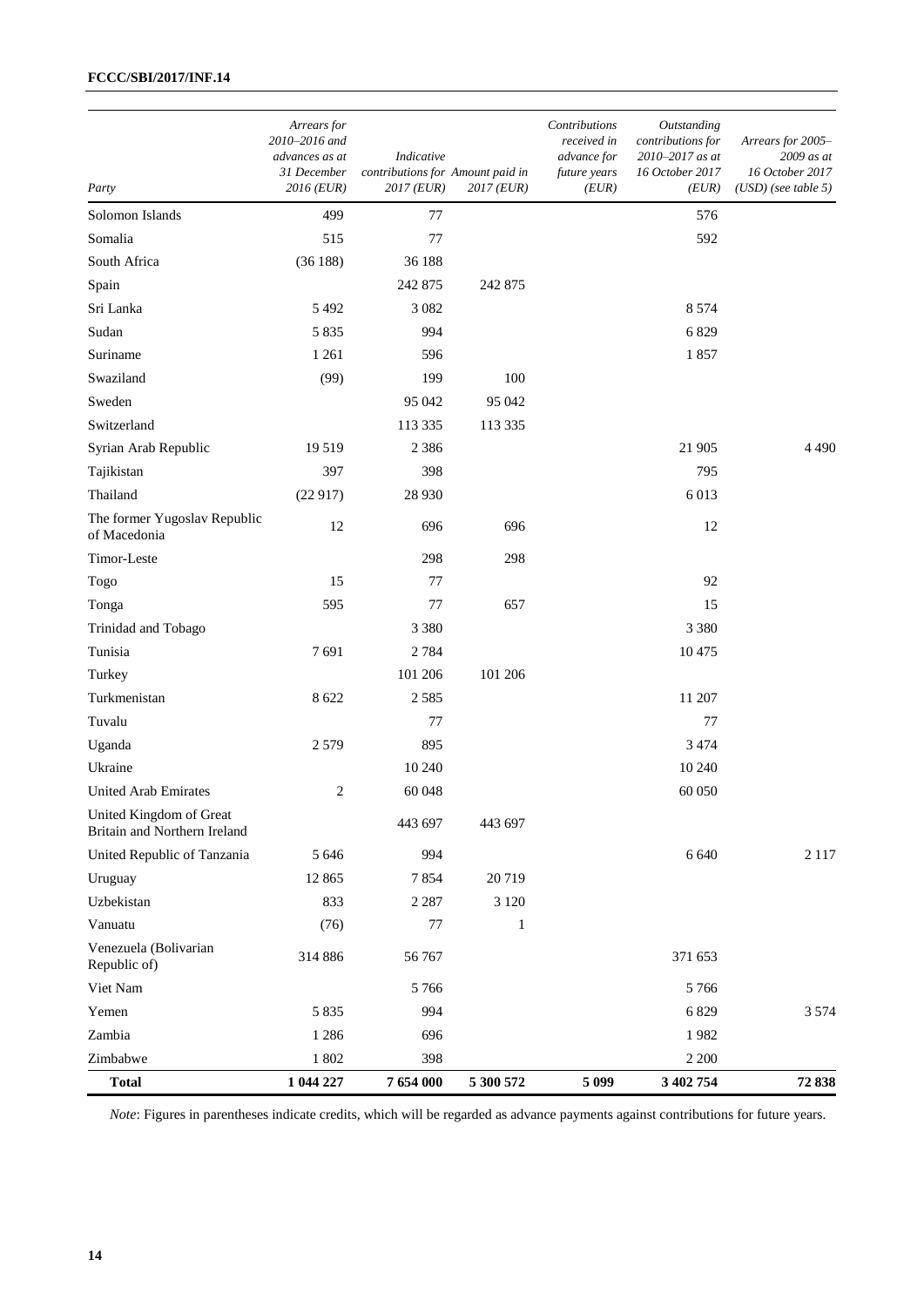| Party | Arrears for 2010–2016 and advances as at 31 December 2016 (EUR) | Indicative contributions for 2017 (EUR) | Amount paid in 2017 (EUR) | Contributions received in advance for future years (EUR) | Outstanding contributions for 2010–2017 as at 16 October 2017 (EUR) | Arrears for 2005–2009 as at 16 October 2017 (USD) (see table 5) |
|---|---|---|---|---|---|---|
| Solomon Islands | 499 | 77 | | | 576 | |
| Somalia | 515 | 77 | | | 592 | |
| South Africa | (36 188) | 36 188 | | | | |
| Spain | | 242 875 | 242 875 | | | |
| Sri Lanka | 5 492 | 3 082 | | | 8 574 | |
| Sudan | 5 835 | 994 | | | 6 829 | |
| Suriname | 1 261 | 596 | | | 1 857 | |
| Swaziland | (99) | 199 | 100 | | | |
| Sweden | | 95 042 | 95 042 | | | |
| Switzerland | | 113 335 | 113 335 | | | |
| Syrian Arab Republic | 19 519 | 2 386 | | | 21 905 | 4 490 |
| Tajikistan | 397 | 398 | | | 795 | |
| Thailand | (22 917) | 28 930 | | | 6 013 | |
| The former Yugoslav Republic of Macedonia | 12 | 696 | 696 | | 12 | |
| Timor-Leste | | 298 | 298 | | | |
| Togo | 15 | 77 | | | 92 | |
| Tonga | 595 | 77 | 657 | | 15 | |
| Trinidad and Tobago | | 3 380 | | | 3 380 | |
| Tunisia | 7 691 | 2 784 | | | 10 475 | |
| Turkey | | 101 206 | 101 206 | | | |
| Turkmenistan | 8 622 | 2 585 | | | 11 207 | |
| Tuvalu | | 77 | | | 77 | |
| Uganda | 2 579 | 895 | | | 3 474 | |
| Ukraine | | 10 240 | | | 10 240 | |
| United Arab Emirates | 2 | 60 048 | | | 60 050 | |
| United Kingdom of Great Britain and Northern Ireland | | 443 697 | 443 697 | | | |
| United Republic of Tanzania | 5 646 | 994 | | | 6 640 | 2 117 |
| Uruguay | 12 865 | 7 854 | 20 719 | | | |
| Uzbekistan | 833 | 2 287 | 3 120 | | | |
| Vanuatu | (76) | 77 | 1 | | | |
| Venezuela (Bolivarian Republic of) | 314 886 | 56 767 | | | 371 653 | |
| Viet Nam | | 5 766 | | | 5 766 | |
| Yemen | 5 835 | 994 | | | 6 829 | 3 574 |
| Zambia | 1 286 | 696 | | | 1 982 | |
| Zimbabwe | 1 802 | 398 | | | 2 200 | |
| **Total** | **1 044 227** | **7 654 000** | **5 300 572** | **5 099** | **3 402 754** | **72 838** |

*Note*: Figures in parentheses indicate credits, which will be regarded as advance payments against contributions for future years.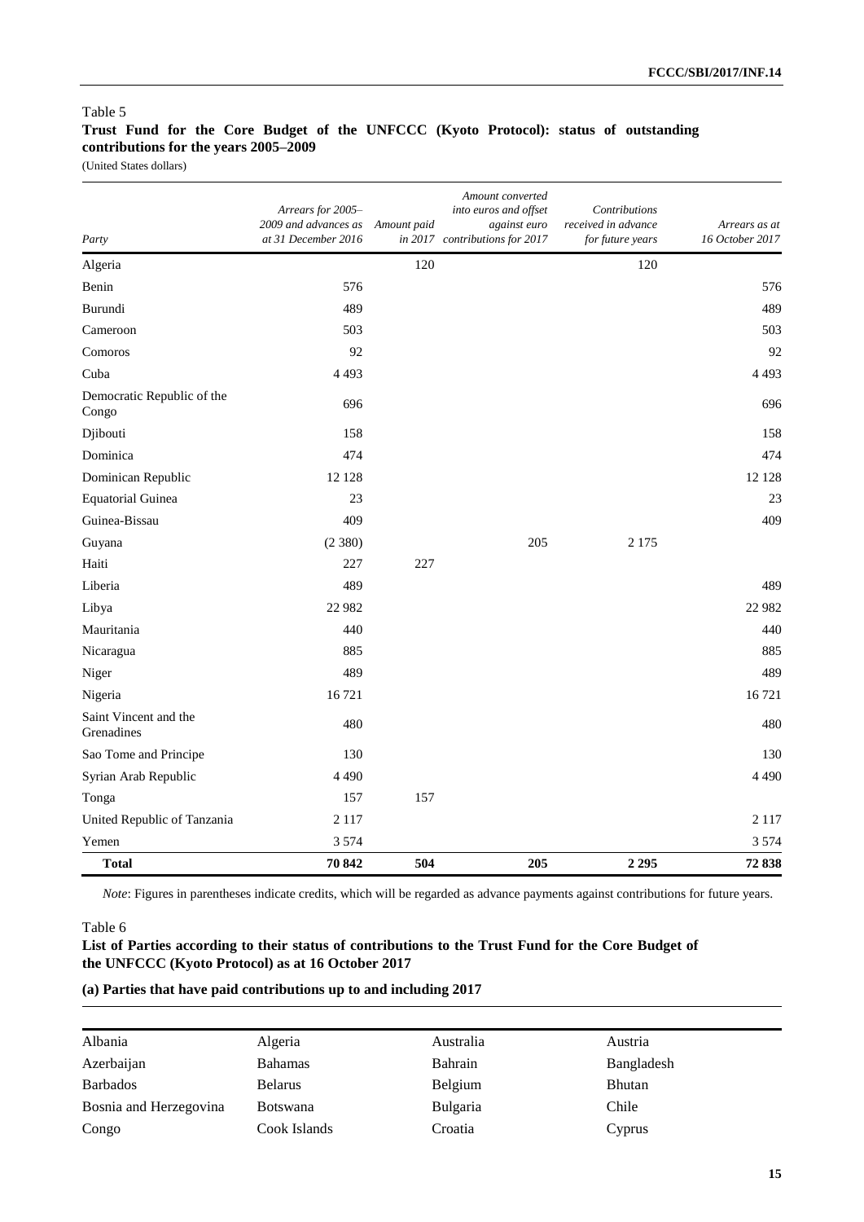Table 5

**Trust Fund for the Core Budget of the UNFCCC (Kyoto Protocol): status of outstanding contributions for the years 2005–2009**

(United States dollars)

| *Party* | *Arrears for 2005–2009 and advances as at 31 December 2016* | *Amount paid in 2017* | *Amount converted into euros and offset against euro contributions for 2017* | *Contributions received in advance for future years* | *Arrears as at 16 October 2017* |
|---|---|---|---|---|---|
| Algeria | | 120 | | 120 | |
| Benin | 576 | | | | 576 |
| Burundi | 489 | | | | 489 |
| Cameroon | 503 | | | | 503 |
| Comoros | 92 | | | | 92 |
| Cuba | 4 493 | | | | 4 493 |
| Democratic Republic of the Congo | 696 | | | | 696 |
| Djibouti | 158 | | | | 158 |
| Dominica | 474 | | | | 474 |
| Dominican Republic | 12 128 | | | | 12 128 |
| Equatorial Guinea | 23 | | | | 23 |
| Guinea-Bissau | 409 | | | | 409 |
| Guyana | (2 380) | | 205 | 2 175 | |
| Haiti | 227 | 227 | | | |
| Liberia | 489 | | | | 489 |
| Libya | 22 982 | | | | 22 982 |
| Mauritania | 440 | | | | 440 |
| Nicaragua | 885 | | | | 885 |
| Niger | 489 | | | | 489 |
| Nigeria | 16 721 | | | | 16 721 |
| Saint Vincent and the Grenadines | 480 | | | | 480 |
| Sao Tome and Principe | 130 | | | | 130 |
| Syrian Arab Republic | 4 490 | | | | 4 490 |
| Tonga | 157 | 157 | | | |
| United Republic of Tanzania | 2 117 | | | | 2 117 |
| Yemen | 3 574 | | | | 3 574 |
| **Total** | **70 842** | **504** | **205** | **2 295** | **72 838** |

*Note*: Figures in parentheses indicate credits, which will be regarded as advance payments against contributions for future years.

Table 6

**List of Parties according to their status of contributions to the Trust Fund for the Core Budget of the UNFCCC (Kyoto Protocol) as at 16 October 2017**

**(a) Parties that have paid contributions up to and including 2017**

| | | | |
|---|---|---|---|
| Albania | Algeria | Australia | Austria |
| Azerbaijan | Bahamas | Bahrain | Bangladesh |
| Barbados | Belarus | Belgium | Bhutan |
| Bosnia and Herzegovina | Botswana | Bulgaria | Chile |
| Congo | Cook Islands | Croatia | Cyprus |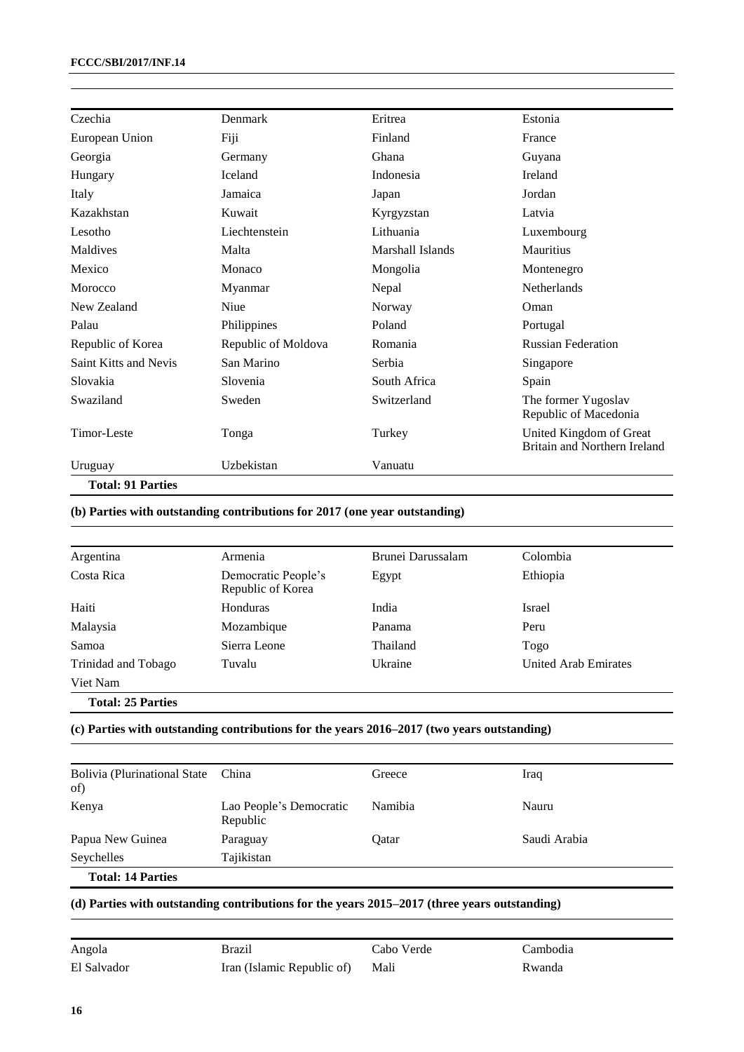| | | | |
|---|---|---|---|
| Czechia | Denmark | Eritrea | Estonia |
| European Union | Fiji | Finland | France |
| Georgia | Germany | Ghana | Guyana |
| Hungary | Iceland | Indonesia | Ireland |
| Italy | Jamaica | Japan | Jordan |
| Kazakhstan | Kuwait | Kyrgyzstan | Latvia |
| Lesotho | Liechtenstein | Lithuania | Luxembourg |
| Maldives | Malta | Marshall Islands | Mauritius |
| Mexico | Monaco | Mongolia | Montenegro |
| Morocco | Myanmar | Nepal | Netherlands |
| New Zealand | Niue | Norway | Oman |
| Palau | Philippines | Poland | Portugal |
| Republic of Korea | Republic of Moldova | Romania | Russian Federation |
| Saint Kitts and Nevis | San Marino | Serbia | Singapore |
| Slovakia | Slovenia | South Africa | Spain |
| Swaziland | Sweden | Switzerland | The former Yugoslav Republic of Macedonia |
| Timor-Leste | Tonga | Turkey | United Kingdom of Great Britain and Northern Ireland |
| Uruguay | Uzbekistan | Vanuatu | |
| **Total: 91 Parties** | | | |

**(b) Parties with outstanding contributions for 2017 (one year outstanding)**

| | | | |
|---|---|---|---|
| Argentina | Armenia | Brunei Darussalam | Colombia |
| Costa Rica | Democratic People's Republic of Korea | Egypt | Ethiopia |
| Haiti | Honduras | India | Israel |
| Malaysia | Mozambique | Panama | Peru |
| Samoa | Sierra Leone | Thailand | Togo |
| Trinidad and Tobago | Tuvalu | Ukraine | United Arab Emirates |
| Viet Nam | | | |
| **Total: 25 Parties** | | | |

**(c) Parties with outstanding contributions for the years 2016–2017 (two years outstanding)**

| | | | |
|---|---|---|---|
| Bolivia (Plurinational State of) | China | Greece | Iraq |
| Kenya | Lao People's Democratic Republic | Namibia | Nauru |
| Papua New Guinea | Paraguay | Qatar | Saudi Arabia |
| Seychelles | Tajikistan | | |
| **Total: 14 Parties** | | | |

**(d) Parties with outstanding contributions for the years 2015–2017 (three years outstanding)**

| | | | |
|---|---|---|---|
| Angola | Brazil | Cabo Verde | Cambodia |
| El Salvador | Iran (Islamic Republic of) | Mali | Rwanda |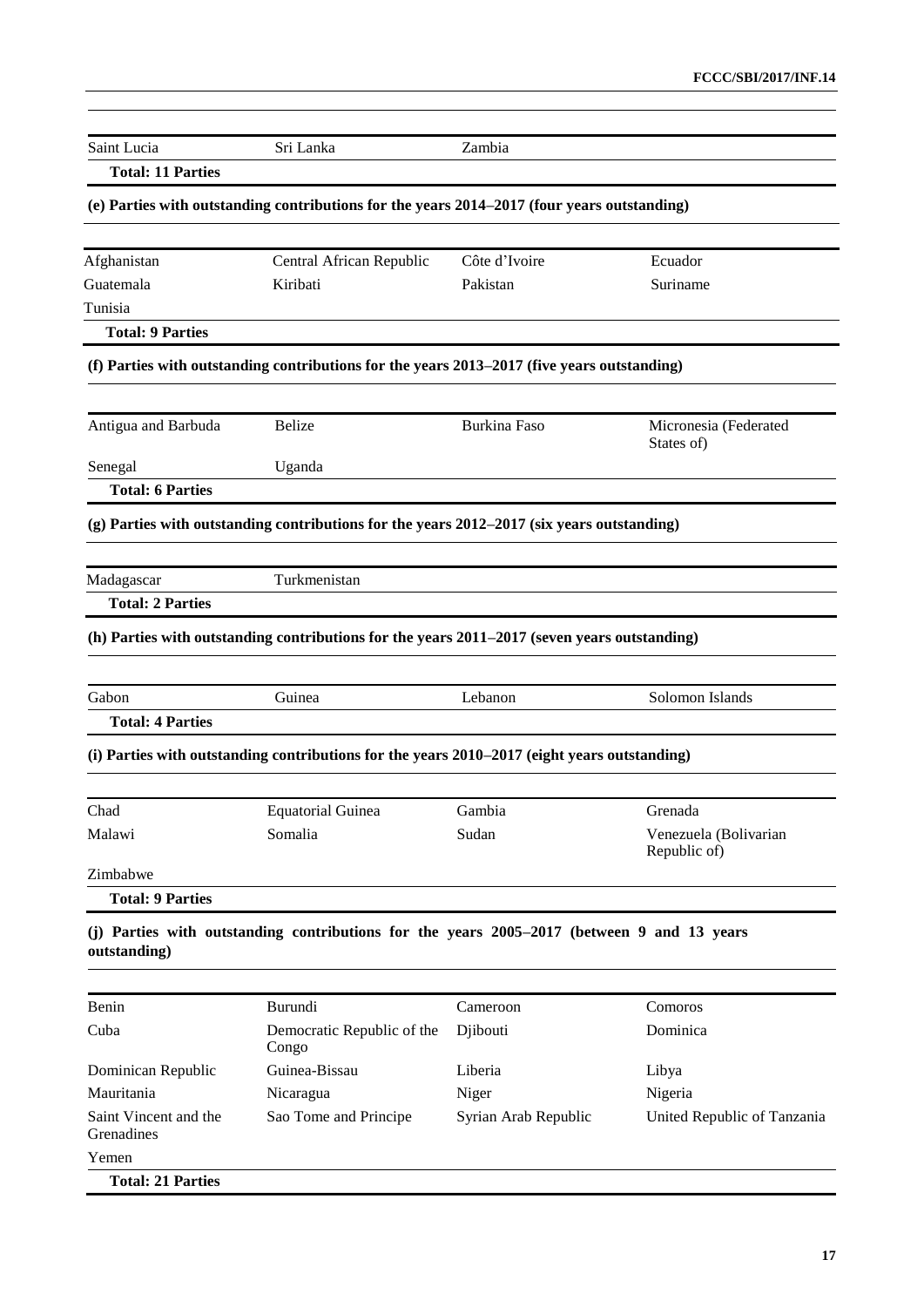| | | | |
|---|---|---|---|
| Saint Lucia | Sri Lanka | Zambia | |
| **Total: 11 Parties** | | | |

**(e) Parties with outstanding contributions for the years 2014–2017 (four years outstanding)**

| | | | |
|---|---|---|---|
| Afghanistan | Central African Republic | Côte d'Ivoire | Ecuador |
| Guatemala | Kiribati | Pakistan | Suriname |
| Tunisia | | | |
| **Total: 9 Parties** | | | |

**(f) Parties with outstanding contributions for the years 2013–2017 (five years outstanding)**

| | | | |
|---|---|---|---|
| Antigua and Barbuda | Belize | Burkina Faso | Micronesia (Federated States of) |
| Senegal | Uganda | | |
| **Total: 6 Parties** | | | |

**(g) Parties with outstanding contributions for the years 2012–2017 (six years outstanding)**

| | | | |
|---|---|---|---|
| Madagascar | Turkmenistan | | |
| **Total: 2 Parties** | | | |

**(h) Parties with outstanding contributions for the years 2011–2017 (seven years outstanding)**

| | | | |
|---|---|---|---|
| Gabon | Guinea | Lebanon | Solomon Islands |
| **Total: 4 Parties** | | | |

**(i) Parties with outstanding contributions for the years 2010–2017 (eight years outstanding)**

| | | | |
|---|---|---|---|
| Chad | Equatorial Guinea | Gambia | Grenada |
| Malawi | Somalia | Sudan | Venezuela (Bolivarian Republic of) |
| Zimbabwe | | | |
| **Total: 9 Parties** | | | |

**(j) Parties with outstanding contributions for the years 2005–2017 (between 9 and 13 years outstanding)**

| | | | |
|---|---|---|---|
| Benin | Burundi | Cameroon | Comoros |
| Cuba | Democratic Republic of the Congo | Djibouti | Dominica |
| Dominican Republic | Guinea-Bissau | Liberia | Libya |
| Mauritania | Nicaragua | Niger | Nigeria |
| Saint Vincent and the Grenadines | Sao Tome and Principe | Syrian Arab Republic | United Republic of Tanzania |
| Yemen | | | |
| **Total: 21 Parties** | | | |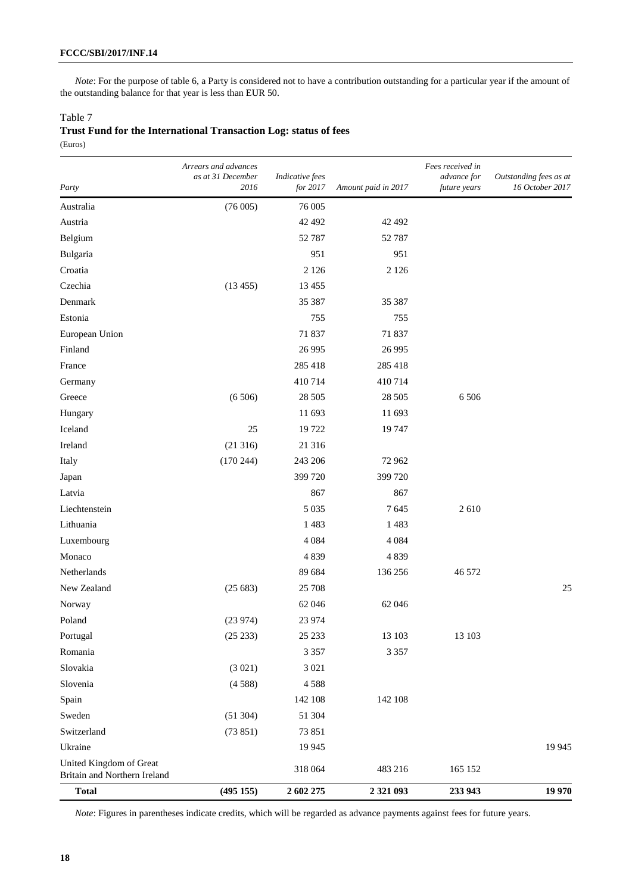*Note*: For the purpose of table 6, a Party is considered not to have a contribution outstanding for a particular year if the amount of the outstanding balance for that year is less than EUR 50.

Table 7
**Trust Fund for the International Transaction Log: status of fees**
(Euros)

| *Party* | *Arrears and advances as at 31 December 2016* | *Indicative fees for 2017* | *Amount paid in 2017* | *Fees received in advance for future years* | *Outstanding fees as at 16 October 2017* |
|---|---|---|---|---|---|
| Australia | (76 005) | 76 005 | | | |
| Austria | | 42 492 | 42 492 | | |
| Belgium | | 52 787 | 52 787 | | |
| Bulgaria | | 951 | 951 | | |
| Croatia | | 2 126 | 2 126 | | |
| Czechia | (13 455) | 13 455 | | | |
| Denmark | | 35 387 | 35 387 | | |
| Estonia | | 755 | 755 | | |
| European Union | | 71 837 | 71 837 | | |
| Finland | | 26 995 | 26 995 | | |
| France | | 285 418 | 285 418 | | |
| Germany | | 410 714 | 410 714 | | |
| Greece | (6 506) | 28 505 | 28 505 | 6 506 | |
| Hungary | | 11 693 | 11 693 | | |
| Iceland | 25 | 19 722 | 19 747 | | |
| Ireland | (21 316) | 21 316 | | | |
| Italy | (170 244) | 243 206 | 72 962 | | |
| Japan | | 399 720 | 399 720 | | |
| Latvia | | 867 | 867 | | |
| Liechtenstein | | 5 035 | 7 645 | 2 610 | |
| Lithuania | | 1 483 | 1 483 | | |
| Luxembourg | | 4 084 | 4 084 | | |
| Monaco | | 4 839 | 4 839 | | |
| Netherlands | | 89 684 | 136 256 | 46 572 | |
| New Zealand | (25 683) | 25 708 | | | 25 |
| Norway | | 62 046 | 62 046 | | |
| Poland | (23 974) | 23 974 | | | |
| Portugal | (25 233) | 25 233 | 13 103 | 13 103 | |
| Romania | | 3 357 | 3 357 | | |
| Slovakia | (3 021) | 3 021 | | | |
| Slovenia | (4 588) | 4 588 | | | |
| Spain | | 142 108 | 142 108 | | |
| Sweden | (51 304) | 51 304 | | | |
| Switzerland | (73 851) | 73 851 | | | |
| Ukraine | | 19 945 | | | 19 945 |
| United Kingdom of Great Britain and Northern Ireland | | 318 064 | 483 216 | 165 152 | |
| **Total** | **(495 155)** | **2 602 275** | **2 321 093** | **233 943** | **19 970** |

*Note*: Figures in parentheses indicate credits, which will be regarded as advance payments against fees for future years.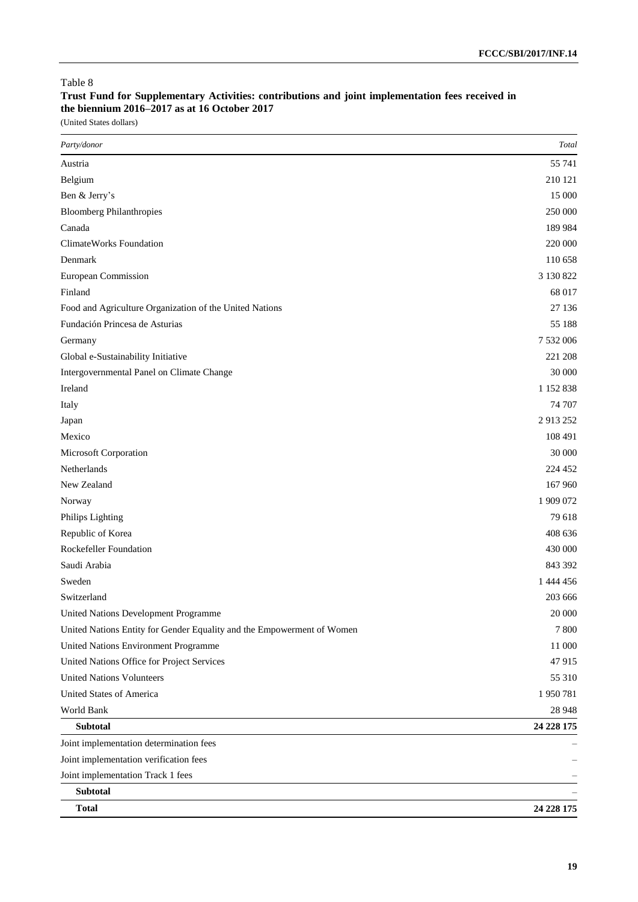Table 8

**Trust Fund for Supplementary Activities: contributions and joint implementation fees received in the biennium 2016–2017 as at 16 October 2017**

(United States dollars)

| *Party/donor* | *Total* |
|---|---|
| Austria | 55 741 |
| Belgium | 210 121 |
| Ben & Jerry's | 15 000 |
| Bloomberg Philanthropies | 250 000 |
| Canada | 189 984 |
| ClimateWorks Foundation | 220 000 |
| Denmark | 110 658 |
| European Commission | 3 130 822 |
| Finland | 68 017 |
| Food and Agriculture Organization of the United Nations | 27 136 |
| Fundación Princesa de Asturias | 55 188 |
| Germany | 7 532 006 |
| Global e-Sustainability Initiative | 221 208 |
| Intergovernmental Panel on Climate Change | 30 000 |
| Ireland | 1 152 838 |
| Italy | 74 707 |
| Japan | 2 913 252 |
| Mexico | 108 491 |
| Microsoft Corporation | 30 000 |
| Netherlands | 224 452 |
| New Zealand | 167 960 |
| Norway | 1 909 072 |
| Philips Lighting | 79 618 |
| Republic of Korea | 408 636 |
| Rockefeller Foundation | 430 000 |
| Saudi Arabia | 843 392 |
| Sweden | 1 444 456 |
| Switzerland | 203 666 |
| United Nations Development Programme | 20 000 |
| United Nations Entity for Gender Equality and the Empowerment of Women | 7 800 |
| United Nations Environment Programme | 11 000 |
| United Nations Office for Project Services | 47 915 |
| United Nations Volunteers | 55 310 |
| United States of America | 1 950 781 |
| World Bank | 28 948 |
| **Subtotal** | **24 228 175** |
| Joint implementation determination fees | – |
| Joint implementation verification fees | – |
| Joint implementation Track 1 fees | – |
| **Subtotal** | – |
| **Total** | **24 228 175** |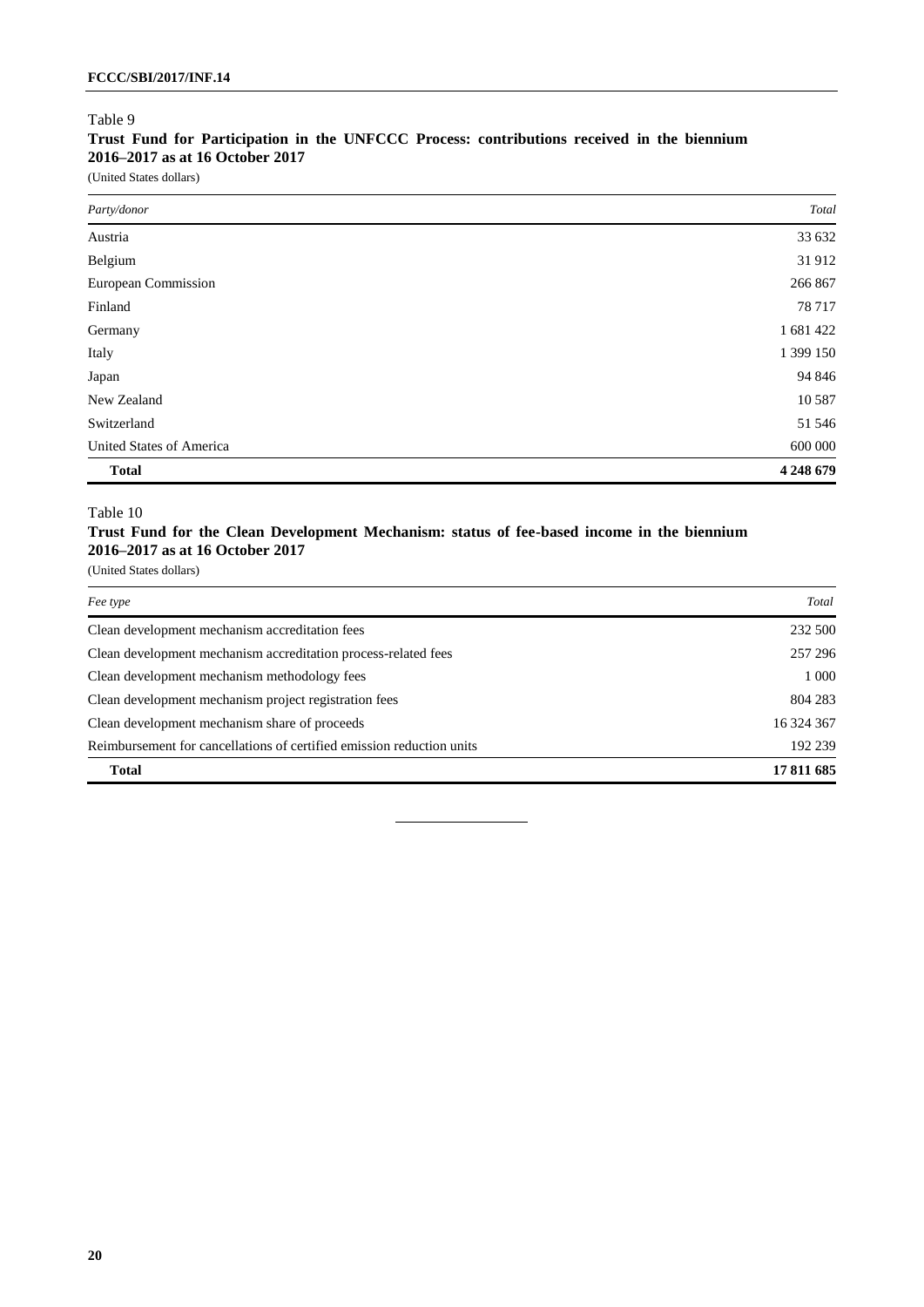Table 9

**Trust Fund for Participation in the UNFCCC Process: contributions received in the biennium 2016–2017 as at 16 October 2017**

(United States dollars)

| *Party/donor* | *Total* |
|---|---|
| Austria | 33 632 |
| Belgium | 31 912 |
| European Commission | 266 867 |
| Finland | 78 717 |
| Germany | 1 681 422 |
| Italy | 1 399 150 |
| Japan | 94 846 |
| New Zealand | 10 587 |
| Switzerland | 51 546 |
| United States of America | 600 000 |
| **Total** | **4 248 679** |

Table 10

**Trust Fund for the Clean Development Mechanism: status of fee-based income in the biennium 2016–2017 as at 16 October 2017**

(United States dollars)

| *Fee type* | *Total* |
|---|---|
| Clean development mechanism accreditation fees | 232 500 |
| Clean development mechanism accreditation process-related fees | 257 296 |
| Clean development mechanism methodology fees | 1 000 |
| Clean development mechanism project registration fees | 804 283 |
| Clean development mechanism share of proceeds | 16 324 367 |
| Reimbursement for cancellations of certified emission reduction units | 192 239 |
| **Total** | **17 811 685** |